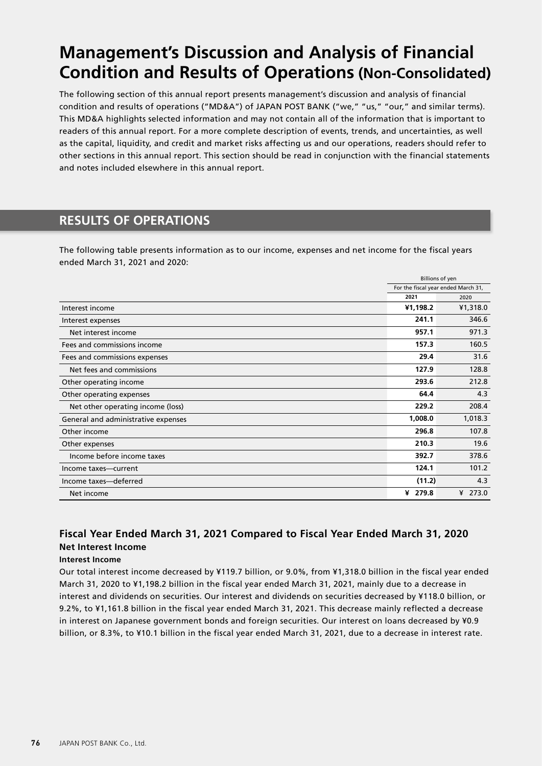# Management's Discussion and Analysis of Financial Condition and Results of Operations (Non-Consolidated)

The following section of this annual report presents management's discussion and analysis of financial condition and results of operations ("MD&A") of JAPAN POST BANK ("we," "us," "our," and similar terms). This MD&A highlights selected information and may not contain all of the information that is important to readers of this annual report. For a more complete description of events, trends, and uncertainties, as well as the capital, liquidity, and credit and market risks affecting us and our operations, readers should refer to other sections in this annual report. This section should be read in conjunction with the financial statements and notes included elsewhere in this annual report.

## RESULTS OF OPERATIONS

The following table presents information as to our income, expenses and net income for the fiscal years ended March 31, 2021 and 2020:

| | Billions of yen | |
|---|---|---|
| | For the fiscal year ended March 31, | |
| | **2021** | 2020 |
| Interest income | **¥1,198.2** | ¥1,318.0 |
| Interest expenses | **241.1** | 346.6 |
| Net interest income | **957.1** | 971.3 |
| Fees and commissions income | **157.3** | 160.5 |
| Fees and commissions expenses | **29.4** | 31.6 |
| Net fees and commissions | **127.9** | 128.8 |
| Other operating income | **293.6** | 212.8 |
| Other operating expenses | **64.4** | 4.3 |
| Net other operating income (loss) | **229.2** | 208.4 |
| General and administrative expenses | **1,008.0** | 1,018.3 |
| Other income | **296.8** | 107.8 |
| Other expenses | **210.3** | 19.6 |
| Income before income taxes | **392.7** | 378.6 |
| Income taxes—current | **124.1** | 101.2 |
| Income taxes—deferred | **(11.2)** | 4.3 |
| Net income | **¥ 279.8** | ¥ 273.0 |

### Fiscal Year Ended March 31, 2021 Compared to Fiscal Year Ended March 31, 2020

#### Net Interest Income

**Interest Income**

Our total interest income decreased by ¥119.7 billion, or 9.0%, from ¥1,318.0 billion in the fiscal year ended March 31, 2020 to ¥1,198.2 billion in the fiscal year ended March 31, 2021, mainly due to a decrease in interest and dividends on securities. Our interest and dividends on securities decreased by ¥118.0 billion, or 9.2%, to ¥1,161.8 billion in the fiscal year ended March 31, 2021. This decrease mainly reflected a decrease in interest on Japanese government bonds and foreign securities. Our interest on loans decreased by ¥0.9 billion, or 8.3%, to ¥10.1 billion in the fiscal year ended March 31, 2021, due to a decrease in interest rate.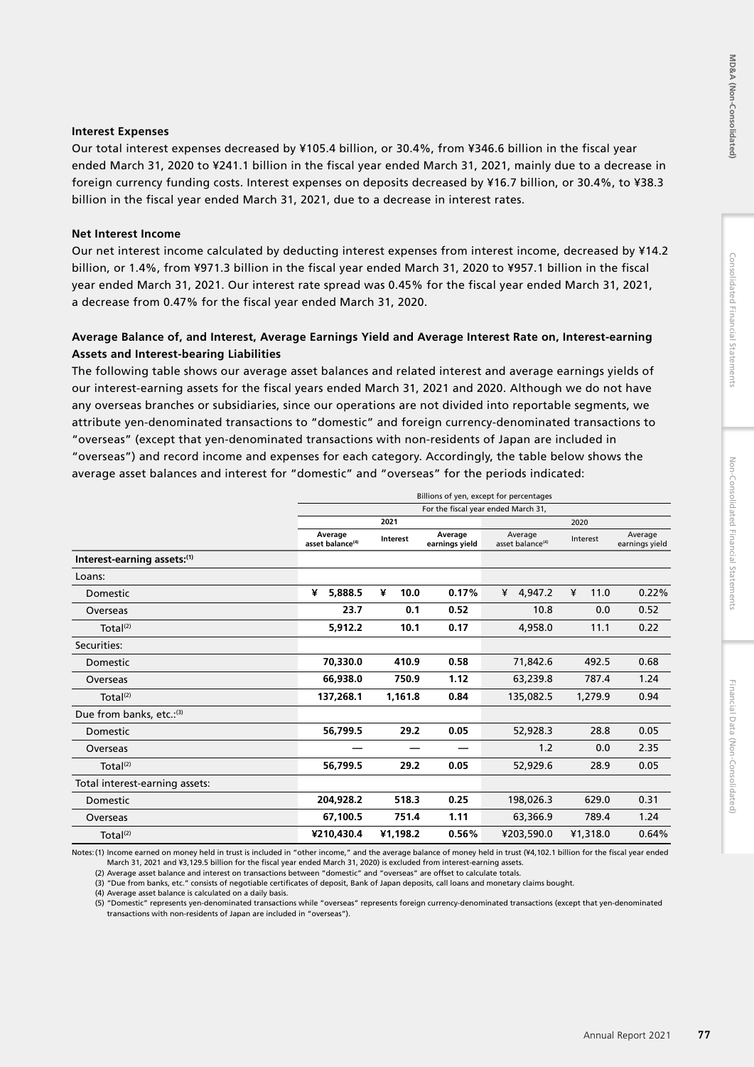### Interest Expenses

Our total interest expenses decreased by ¥105.4 billion, or 30.4%, from ¥346.6 billion in the fiscal year ended March 31, 2020 to ¥241.1 billion in the fiscal year ended March 31, 2021, mainly due to a decrease in foreign currency funding costs. Interest expenses on deposits decreased by ¥16.7 billion, or 30.4%, to ¥38.3 billion in the fiscal year ended March 31, 2021, due to a decrease in interest rates.

### Net Interest Income

Our net interest income calculated by deducting interest expenses from interest income, decreased by ¥14.2 billion, or 1.4%, from ¥971.3 billion in the fiscal year ended March 31, 2020 to ¥957.1 billion in the fiscal year ended March 31, 2021. Our interest rate spread was 0.45% for the fiscal year ended March 31, 2021, a decrease from 0.47% for the fiscal year ended March 31, 2020.

### Average Balance of, and Interest, Average Earnings Yield and Average Interest Rate on, Interest-earning Assets and Interest-bearing Liabilities

The following table shows our average asset balances and related interest and average earnings yields of our interest-earning assets for the fiscal years ended March 31, 2021 and 2020. Although we do not have any overseas branches or subsidiaries, since our operations are not divided into reportable segments, we attribute yen-denominated transactions to "domestic" and foreign currency-denominated transactions to "overseas" (except that yen-denominated transactions with non-residents of Japan are included in "overseas") and record income and expenses for each category. Accordingly, the table below shows the average asset balances and interest for "domestic" and "overseas" for the periods indicated:

| | Billions of yen, except for percentages | | | | | |
|---|---|---|---|---|---|---|
| | For the fiscal year ended March 31, | | | | | |
| | 2021 | | | 2020 | | |
| | Average asset balance[4] | Interest | Average earnings yield | Average asset balance[4] | Interest | Average earnings yield |
| **Interest-earning assets:[1]** | | | | | | |
| Loans: | | | | | | |
| Domestic | ¥ 5,888.5 | ¥ 10.0 | 0.17% | ¥ 4,947.2 | ¥ 11.0 | 0.22% |
| Overseas | 23.7 | 0.1 | 0.52 | 10.8 | 0.0 | 0.52 |
| Total[2] | 5,912.2 | 10.1 | 0.17 | 4,958.0 | 11.1 | 0.22 |
| Securities: | | | | | | |
| Domestic | 70,330.0 | 410.9 | 0.58 | 71,842.6 | 492.5 | 0.68 |
| Overseas | 66,938.0 | 750.9 | 1.12 | 63,239.8 | 787.4 | 1.24 |
| Total[2] | 137,268.1 | 1,161.8 | 0.84 | 135,082.5 | 1,279.9 | 0.94 |
| Due from banks, etc.:[3] | | | | | | |
| Domestic | 56,799.5 | 29.2 | 0.05 | 52,928.3 | 28.8 | 0.05 |
| Overseas | — | — | — | 1.2 | 0.0 | 2.35 |
| Total[2] | 56,799.5 | 29.2 | 0.05 | 52,929.6 | 28.9 | 0.05 |
| Total interest-earning assets: | | | | | | |
| Domestic | 204,928.2 | 518.3 | 0.25 | 198,026.3 | 629.0 | 0.31 |
| Overseas | 67,100.5 | 751.4 | 1.11 | 63,366.9 | 789.4 | 1.24 |
| Total[2] | ¥210,430.4 | ¥1,198.2 | 0.56% | ¥203,590.0 | ¥1,318.0 | 0.64% |

Notes: (1) Income earned on money held in trust is included in "other income," and the average balance of money held in trust (¥4,102.1 billion for the fiscal year ended March 31, 2021 and ¥3,129.5 billion for the fiscal year ended March 31, 2020) is excluded from interest-earning assets.
(2) Average asset balance and interest on transactions between "domestic" and "overseas" are offset to calculate totals.
(3) "Due from banks, etc." consists of negotiable certificates of deposit, Bank of Japan deposits, call loans and monetary claims bought.
(4) Average asset balance is calculated on a daily basis.
(5) "Domestic" represents yen-denominated transactions while "overseas" represents foreign currency-denominated transactions (except that yen-denominated transactions with non-residents of Japan are included in "overseas").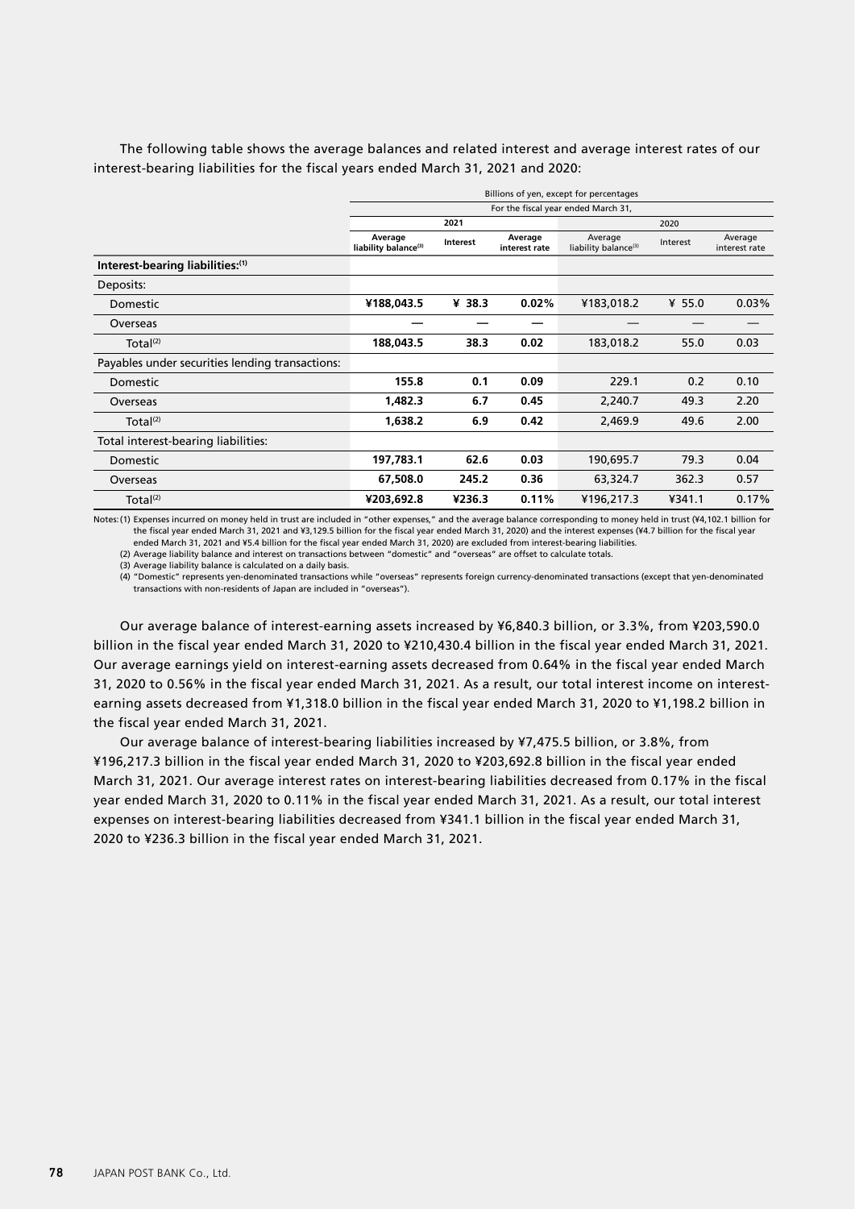The following table shows the average balances and related interest and average interest rates of our interest-bearing liabilities for the fiscal years ended March 31, 2021 and 2020:

| | Billions of yen, except for percentages | | | | | |
|---|---|---|---|---|---|---|
| | For the fiscal year ended March 31, | | | | | |
| | 2021 | | | 2020 | | |
| | Average liability balance[(3)] | Interest | Average interest rate | Average liability balance[(3)] | Interest | Average interest rate |
| **Interest-bearing liabilities:[(1)]** | | | | | | |
| Deposits: | | | | | | |
| Domestic | **¥188,043.5** | **¥ 38.3** | **0.02%** | ¥183,018.2 | ¥ 55.0 | 0.03% |
| Overseas | **—** | **—** | **—** | — | — | — |
| Total[(2)] | **188,043.5** | **38.3** | **0.02** | 183,018.2 | 55.0 | 0.03 |
| Payables under securities lending transactions: | | | | | | |
| Domestic | **155.8** | **0.1** | **0.09** | 229.1 | 0.2 | 0.10 |
| Overseas | **1,482.3** | **6.7** | **0.45** | 2,240.7 | 49.3 | 2.20 |
| Total[(2)] | **1,638.2** | **6.9** | **0.42** | 2,469.9 | 49.6 | 2.00 |
| Total interest-bearing liabilities: | | | | | | |
| Domestic | **197,783.1** | **62.6** | **0.03** | 190,695.7 | 79.3 | 0.04 |
| Overseas | **67,508.0** | **245.2** | **0.36** | 63,324.7 | 362.3 | 0.57 |
| Total[(2)] | **¥203,692.8** | **¥236.3** | **0.11%** | ¥196,217.3 | ¥341.1 | 0.17% |

Notes: (1) Expenses incurred on money held in trust are included in "other expenses," and the average balance corresponding to money held in trust (¥4,102.1 billion for the fiscal year ended March 31, 2021 and ¥3,129.5 billion for the fiscal year ended March 31, 2020) and the interest expenses (¥4.7 billion for the fiscal year ended March 31, 2021 and ¥5.4 billion for the fiscal year ended March 31, 2020) are excluded from interest-bearing liabilities.

(2) Average liability balance and interest on transactions between "domestic" and "overseas" are offset to calculate totals.

(3) Average liability balance is calculated on a daily basis.

(4) "Domestic" represents yen-denominated transactions while "overseas" represents foreign currency-denominated transactions (except that yen-denominated transactions with non-residents of Japan are included in "overseas").

Our average balance of interest-earning assets increased by ¥6,840.3 billion, or 3.3%, from ¥203,590.0 billion in the fiscal year ended March 31, 2020 to ¥210,430.4 billion in the fiscal year ended March 31, 2021. Our average earnings yield on interest-earning assets decreased from 0.64% in the fiscal year ended March 31, 2020 to 0.56% in the fiscal year ended March 31, 2021. As a result, our total interest income on interest-earning assets decreased from ¥1,318.0 billion in the fiscal year ended March 31, 2020 to ¥1,198.2 billion in the fiscal year ended March 31, 2021.

Our average balance of interest-bearing liabilities increased by ¥7,475.5 billion, or 3.8%, from ¥196,217.3 billion in the fiscal year ended March 31, 2020 to ¥203,692.8 billion in the fiscal year ended March 31, 2021. Our average interest rates on interest-bearing liabilities decreased from 0.17% in the fiscal year ended March 31, 2020 to 0.11% in the fiscal year ended March 31, 2021. As a result, our total interest expenses on interest-bearing liabilities decreased from ¥341.1 billion in the fiscal year ended March 31, 2020 to ¥236.3 billion in the fiscal year ended March 31, 2021.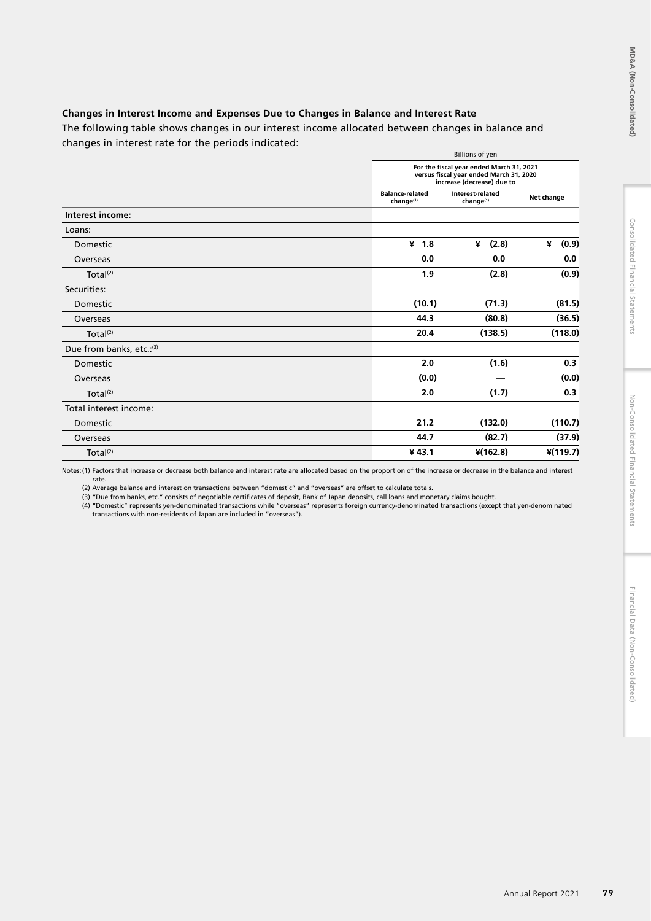### Changes in Interest Income and Expenses Due to Changes in Balance and Interest Rate

The following table shows changes in our interest income allocated between changes in balance and changes in interest rate for the periods indicated:

| | Billions of yen | | |
|---|---|---|---|
| | For the fiscal year ended March 31, 2021 versus fiscal year ended March 31, 2020 increase (decrease) due to | | |
| | Balance-related change(1) | Interest-related change(1) | Net change |
| **Interest income:** | | | |
| Loans: | | | |
| Domestic | ¥ 1.8 | ¥ (2.8) | ¥ (0.9) |
| Overseas | 0.0 | 0.0 | 0.0 |
| Total(2) | 1.9 | (2.8) | (0.9) |
| Securities: | | | |
| Domestic | (10.1) | (71.3) | (81.5) |
| Overseas | 44.3 | (80.8) | (36.5) |
| Total(2) | 20.4 | (138.5) | (118.0) |
| Due from banks, etc.:(3) | | | |
| Domestic | 2.0 | (1.6) | 0.3 |
| Overseas | (0.0) | — | (0.0) |
| Total(2) | 2.0 | (1.7) | 0.3 |
| Total interest income: | | | |
| Domestic | 21.2 | (132.0) | (110.7) |
| Overseas | 44.7 | (82.7) | (37.9) |
| Total(2) | ¥ 43.1 | ¥(162.8) | ¥(119.7) |

Notes: (1) Factors that increase or decrease both balance and interest rate are allocated based on the proportion of the increase or decrease in the balance and interest rate.

(2) Average balance and interest on transactions between "domestic" and "overseas" are offset to calculate totals.

(3) "Due from banks, etc." consists of negotiable certificates of deposit, Bank of Japan deposits, call loans and monetary claims bought.

(4) "Domestic" represents yen-denominated transactions while "overseas" represents foreign currency-denominated transactions (except that yen-denominated transactions with non-residents of Japan are included in "overseas").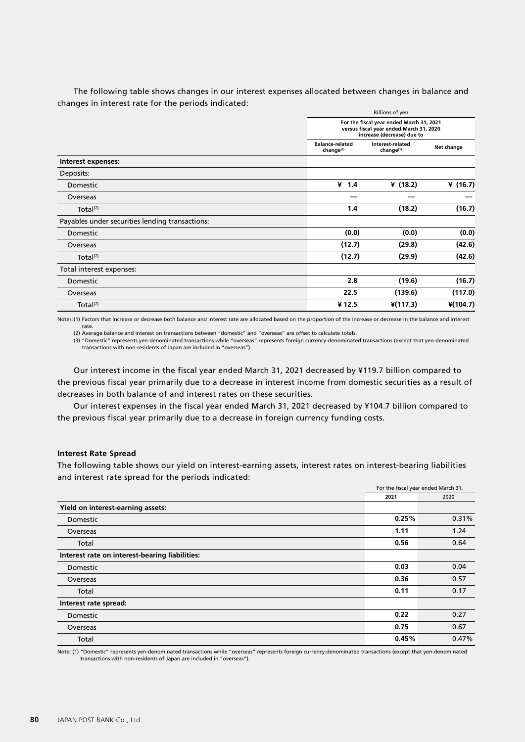The following table shows changes in our interest expenses allocated between changes in balance and changes in interest rate for the periods indicated:

| | Billions of yen | | |
|---|---|---|---|
| | For the fiscal year ended March 31, 2021 versus fiscal year ended March 31, 2020 increase (decrease) due to | | |
| | Balance-related change(1) | Interest-related change(1) | Net change |
| **Interest expenses:** | | | |
| Deposits: | | | |
| Domestic | ¥ 1.4 | ¥ (18.2) | ¥ (16.7) |
| Overseas | — | — | — |
| Total(2) | 1.4 | (18.2) | (16.7) |
| Payables under securities lending transactions: | | | |
| Domestic | (0.0) | (0.0) | (0.0) |
| Overseas | (12.7) | (29.8) | (42.6) |
| Total(2) | (12.7) | (29.9) | (42.6) |
| Total interest expenses: | | | |
| Domestic | 2.8 | (19.6) | (16.7) |
| Overseas | 22.5 | (139.6) | (117.0) |
| Total(2) | ¥ 12.5 | ¥(117.3) | ¥(104.7) |

Notes: (1) Factors that increase or decrease both balance and interest rate are allocated based on the proportion of the increase or decrease in the balance and interest rate.
(2) Average balance and interest on transactions between "domestic" and "overseas" are offset to calculate totals.
(3) "Domestic" represents yen-denominated transactions while "overseas" represents foreign currency-denominated transactions (except that yen-denominated transactions with non-residents of Japan are included in "overseas").

Our interest income in the fiscal year ended March 31, 2021 decreased by ¥119.7 billion compared to the previous fiscal year primarily due to a decrease in interest income from domestic securities as a result of decreases in both balance of and interest rates on these securities.

Our interest expenses in the fiscal year ended March 31, 2021 decreased by ¥104.7 billion compared to the previous fiscal year primarily due to a decrease in foreign currency funding costs.

#### Interest Rate Spread

The following table shows our yield on interest-earning assets, interest rates on interest-bearing liabilities and interest rate spread for the periods indicated:

| | For the fiscal year ended March 31, | |
|---|---|---|
| | 2021 | 2020 |
| **Yield on interest-earning assets:** | | |
| Domestic | 0.25% | 0.31% |
| Overseas | 1.11 | 1.24 |
| Total | 0.56 | 0.64 |
| **Interest rate on interest-bearing liabilities:** | | |
| Domestic | 0.03 | 0.04 |
| Overseas | 0.36 | 0.57 |
| Total | 0.11 | 0.17 |
| **Interest rate spread:** | | |
| Domestic | 0.22 | 0.27 |
| Overseas | 0.75 | 0.67 |
| Total | 0.45% | 0.47% |

Note: (1) "Domestic" represents yen-denominated transactions while "overseas" represents foreign currency-denominated transactions (except that yen-denominated transactions with non-residents of Japan are included in "overseas").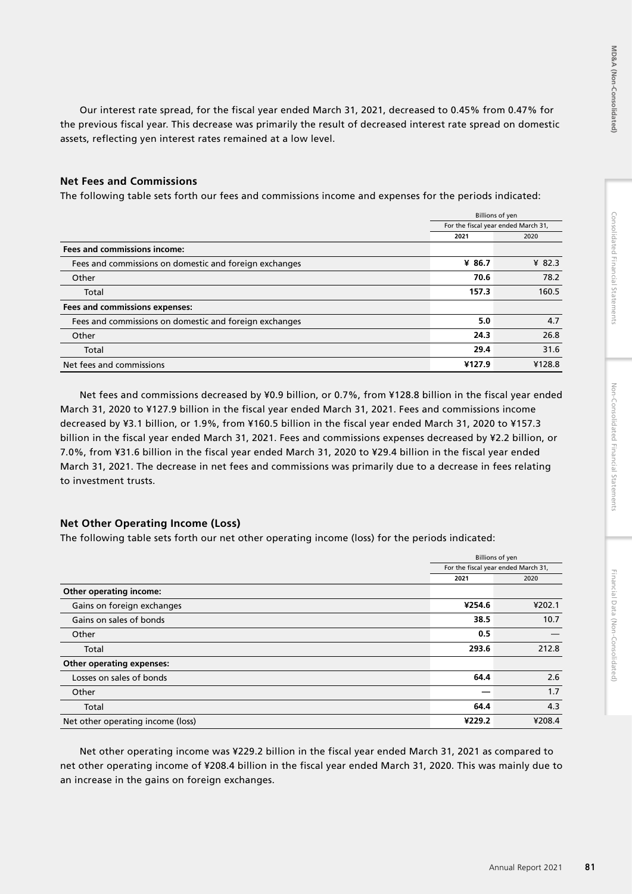Our interest rate spread, for the fiscal year ended March 31, 2021, decreased to 0.45% from 0.47% for the previous fiscal year. This decrease was primarily the result of decreased interest rate spread on domestic assets, reflecting yen interest rates remained at a low level.

### Net Fees and Commissions

The following table sets forth our fees and commissions income and expenses for the periods indicated:

| | Billions of yen | |
|---|---|---|
| | For the fiscal year ended March 31, | |
| | **2021** | 2020 |
| **Fees and commissions income:** | | |
| Fees and commissions on domestic and foreign exchanges | **¥ 86.7** | ¥ 82.3 |
| Other | **70.6** | 78.2 |
| Total | **157.3** | 160.5 |
| **Fees and commissions expenses:** | | |
| Fees and commissions on domestic and foreign exchanges | **5.0** | 4.7 |
| Other | **24.3** | 26.8 |
| Total | **29.4** | 31.6 |
| Net fees and commissions | **¥127.9** | ¥128.8 |

Net fees and commissions decreased by ¥0.9 billion, or 0.7%, from ¥128.8 billion in the fiscal year ended March 31, 2020 to ¥127.9 billion in the fiscal year ended March 31, 2021. Fees and commissions income decreased by ¥3.1 billion, or 1.9%, from ¥160.5 billion in the fiscal year ended March 31, 2020 to ¥157.3 billion in the fiscal year ended March 31, 2021. Fees and commissions expenses decreased by ¥2.2 billion, or 7.0%, from ¥31.6 billion in the fiscal year ended March 31, 2020 to ¥29.4 billion in the fiscal year ended March 31, 2021. The decrease in net fees and commissions was primarily due to a decrease in fees relating to investment trusts.

### Net Other Operating Income (Loss)

The following table sets forth our net other operating income (loss) for the periods indicated:

| | Billions of yen | |
|---|---|---|
| | For the fiscal year ended March 31, | |
| | **2021** | 2020 |
| **Other operating income:** | | |
| Gains on foreign exchanges | **¥254.6** | ¥202.1 |
| Gains on sales of bonds | **38.5** | 10.7 |
| Other | **0.5** | — |
| Total | **293.6** | 212.8 |
| **Other operating expenses:** | | |
| Losses on sales of bonds | **64.4** | 2.6 |
| Other | **—** | 1.7 |
| Total | **64.4** | 4.3 |
| Net other operating income (loss) | **¥229.2** | ¥208.4 |

Net other operating income was ¥229.2 billion in the fiscal year ended March 31, 2021 as compared to net other operating income of ¥208.4 billion in the fiscal year ended March 31, 2020. This was mainly due to an increase in the gains on foreign exchanges.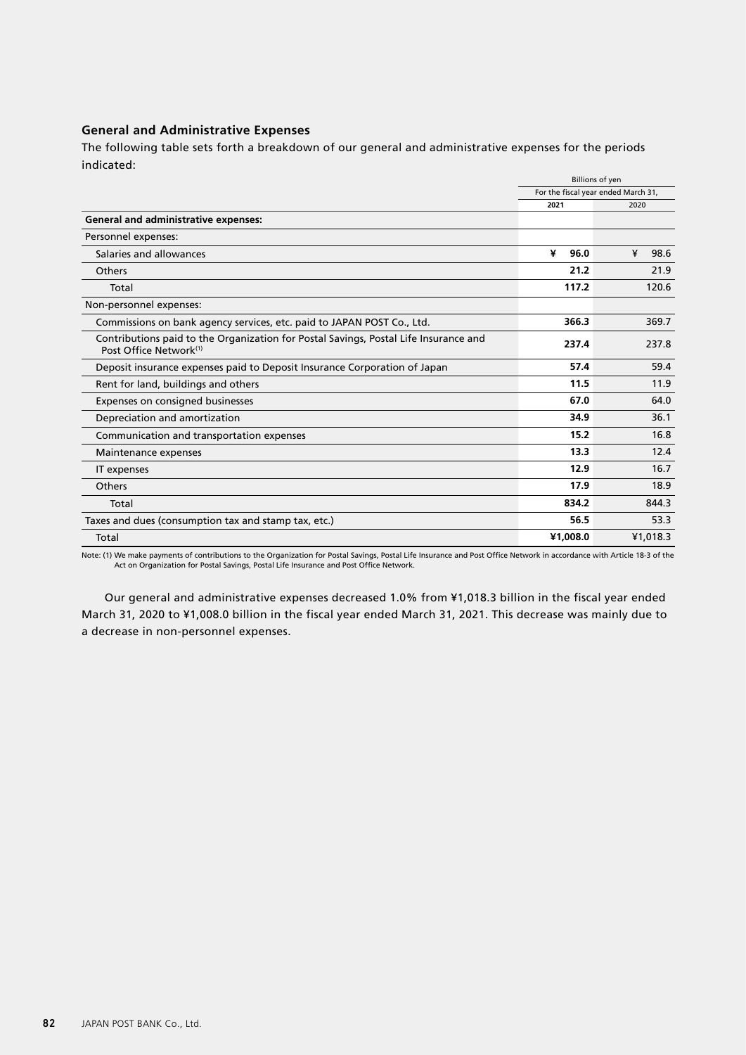### General and Administrative Expenses

The following table sets forth a breakdown of our general and administrative expenses for the periods indicated:

| | Billions of yen | |
|---|---|---|
| | For the fiscal year ended March 31, | |
| | **2021** | 2020 |
| **General and administrative expenses:** | | |
| Personnel expenses: | | |
| Salaries and allowances | **¥ 96.0** | ¥ 98.6 |
| Others | **21.2** | 21.9 |
| Total | **117.2** | 120.6 |
| Non-personnel expenses: | | |
| Commissions on bank agency services, etc. paid to JAPAN POST Co., Ltd. | **366.3** | 369.7 |
| Contributions paid to the Organization for Postal Savings, Postal Life Insurance and Post Office Network[1] | **237.4** | 237.8 |
| Deposit insurance expenses paid to Deposit Insurance Corporation of Japan | **57.4** | 59.4 |
| Rent for land, buildings and others | **11.5** | 11.9 |
| Expenses on consigned businesses | **67.0** | 64.0 |
| Depreciation and amortization | **34.9** | 36.1 |
| Communication and transportation expenses | **15.2** | 16.8 |
| Maintenance expenses | **13.3** | 12.4 |
| IT expenses | **12.9** | 16.7 |
| Others | **17.9** | 18.9 |
| Total | **834.2** | 844.3 |
| Taxes and dues (consumption tax and stamp tax, etc.) | **56.5** | 53.3 |
| Total | **¥1,008.0** | ¥1,018.3 |

Note: (1) We make payments of contributions to the Organization for Postal Savings, Postal Life Insurance and Post Office Network in accordance with Article 18-3 of the Act on Organization for Postal Savings, Postal Life Insurance and Post Office Network.

Our general and administrative expenses decreased 1.0% from ¥1,018.3 billion in the fiscal year ended March 31, 2020 to ¥1,008.0 billion in the fiscal year ended March 31, 2021. This decrease was mainly due to a decrease in non-personnel expenses.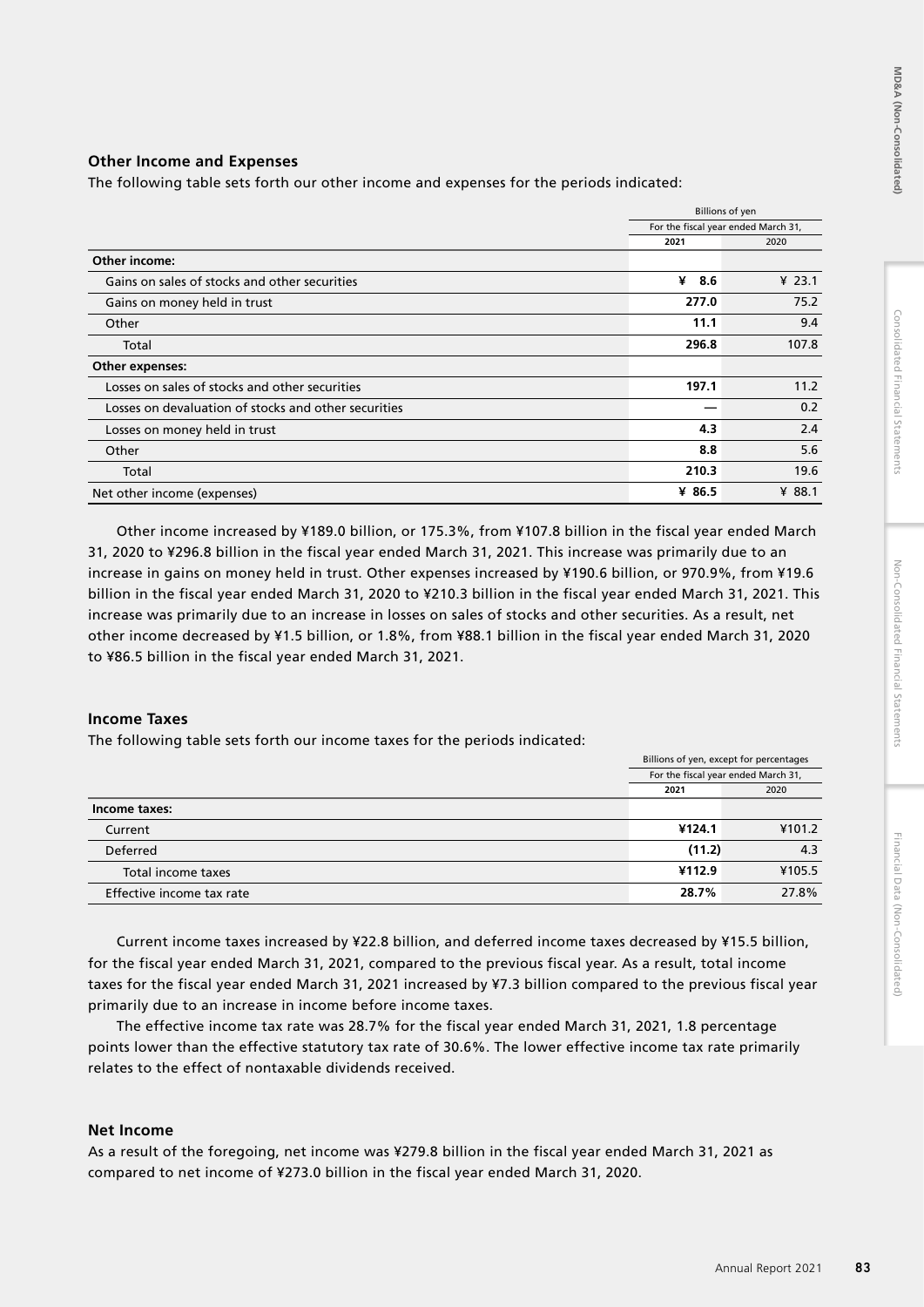### Other Income and Expenses

The following table sets forth our other income and expenses for the periods indicated:

| | Billions of yen | |
|---|---|---|
| | For the fiscal year ended March 31, | |
| | **2021** | 2020 |
| **Other income:** | | |
| Gains on sales of stocks and other securities | **¥ 8.6** | ¥ 23.1 |
| Gains on money held in trust | **277.0** | 75.2 |
| Other | **11.1** | 9.4 |
| Total | **296.8** | 107.8 |
| **Other expenses:** | | |
| Losses on sales of stocks and other securities | **197.1** | 11.2 |
| Losses on devaluation of stocks and other securities | **—** | 0.2 |
| Losses on money held in trust | **4.3** | 2.4 |
| Other | **8.8** | 5.6 |
| Total | **210.3** | 19.6 |
| Net other income (expenses) | **¥ 86.5** | ¥ 88.1 |

Other income increased by ¥189.0 billion, or 175.3%, from ¥107.8 billion in the fiscal year ended March 31, 2020 to ¥296.8 billion in the fiscal year ended March 31, 2021. This increase was primarily due to an increase in gains on money held in trust. Other expenses increased by ¥190.6 billion, or 970.9%, from ¥19.6 billion in the fiscal year ended March 31, 2020 to ¥210.3 billion in the fiscal year ended March 31, 2021. This increase was primarily due to an increase in losses on sales of stocks and other securities. As a result, net other income decreased by ¥1.5 billion, or 1.8%, from ¥88.1 billion in the fiscal year ended March 31, 2020 to ¥86.5 billion in the fiscal year ended March 31, 2021.

### Income Taxes

The following table sets forth our income taxes for the periods indicated:

| | Billions of yen, except for percentages | |
|---|---|---|
| | For the fiscal year ended March 31, | |
| | **2021** | 2020 |
| **Income taxes:** | | |
| Current | **¥124.1** | ¥101.2 |
| Deferred | **(11.2)** | 4.3 |
| Total income taxes | **¥112.9** | ¥105.5 |
| Effective income tax rate | **28.7%** | 27.8% |

Current income taxes increased by ¥22.8 billion, and deferred income taxes decreased by ¥15.5 billion, for the fiscal year ended March 31, 2021, compared to the previous fiscal year. As a result, total income taxes for the fiscal year ended March 31, 2021 increased by ¥7.3 billion compared to the previous fiscal year primarily due to an increase in income before income taxes.

The effective income tax rate was 28.7% for the fiscal year ended March 31, 2021, 1.8 percentage points lower than the effective statutory tax rate of 30.6%. The lower effective income tax rate primarily relates to the effect of nontaxable dividends received.

### Net Income

As a result of the foregoing, net income was ¥279.8 billion in the fiscal year ended March 31, 2021 as compared to net income of ¥273.0 billion in the fiscal year ended March 31, 2020.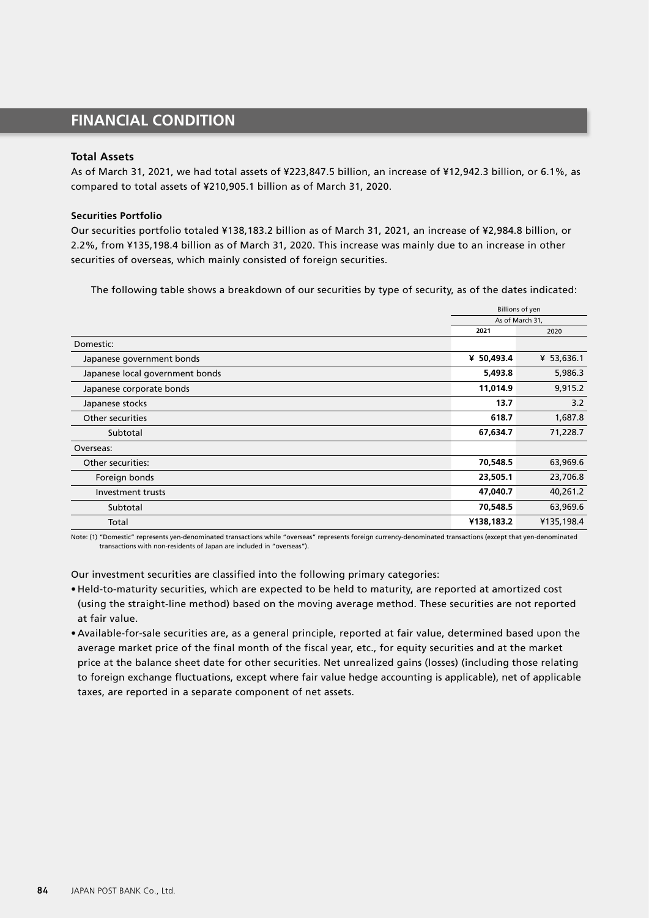## FINANCIAL CONDITION

### Total Assets

As of March 31, 2021, we had total assets of ¥223,847.5 billion, an increase of ¥12,942.3 billion, or 6.1%, as compared to total assets of ¥210,905.1 billion as of March 31, 2020.

#### Securities Portfolio

Our securities portfolio totaled ¥138,183.2 billion as of March 31, 2021, an increase of ¥2,984.8 billion, or 2.2%, from ¥135,198.4 billion as of March 31, 2020. This increase was mainly due to an increase in other securities of overseas, which mainly consisted of foreign securities.

The following table shows a breakdown of our securities by type of security, as of the dates indicated:

| | Billions of yen | |
|---|---|---|
| | As of March 31, | |
| | **2021** | 2020 |
| Domestic: | | |
| Japanese government bonds | **¥ 50,493.4** | ¥ 53,636.1 |
| Japanese local government bonds | **5,493.8** | 5,986.3 |
| Japanese corporate bonds | **11,014.9** | 9,915.2 |
| Japanese stocks | **13.7** | 3.2 |
| Other securities | **618.7** | 1,687.8 |
| Subtotal | **67,634.7** | 71,228.7 |
| Overseas: | | |
| Other securities: | **70,548.5** | 63,969.6 |
| Foreign bonds | **23,505.1** | 23,706.8 |
| Investment trusts | **47,040.7** | 40,261.2 |
| Subtotal | **70,548.5** | 63,969.6 |
| Total | **¥138,183.2** | ¥135,198.4 |

Note: (1) "Domestic" represents yen-denominated transactions while "overseas" represents foreign currency-denominated transactions (except that yen-denominated transactions with non-residents of Japan are included in "overseas").

Our investment securities are classified into the following primary categories:

- Held-to-maturity securities, which are expected to be held to maturity, are reported at amortized cost (using the straight-line method) based on the moving average method. These securities are not reported at fair value.
- Available-for-sale securities are, as a general principle, reported at fair value, determined based upon the average market price of the final month of the fiscal year, etc., for equity securities and at the market price at the balance sheet date for other securities. Net unrealized gains (losses) (including those relating to foreign exchange fluctuations, except where fair value hedge accounting is applicable), net of applicable taxes, are reported in a separate component of net assets.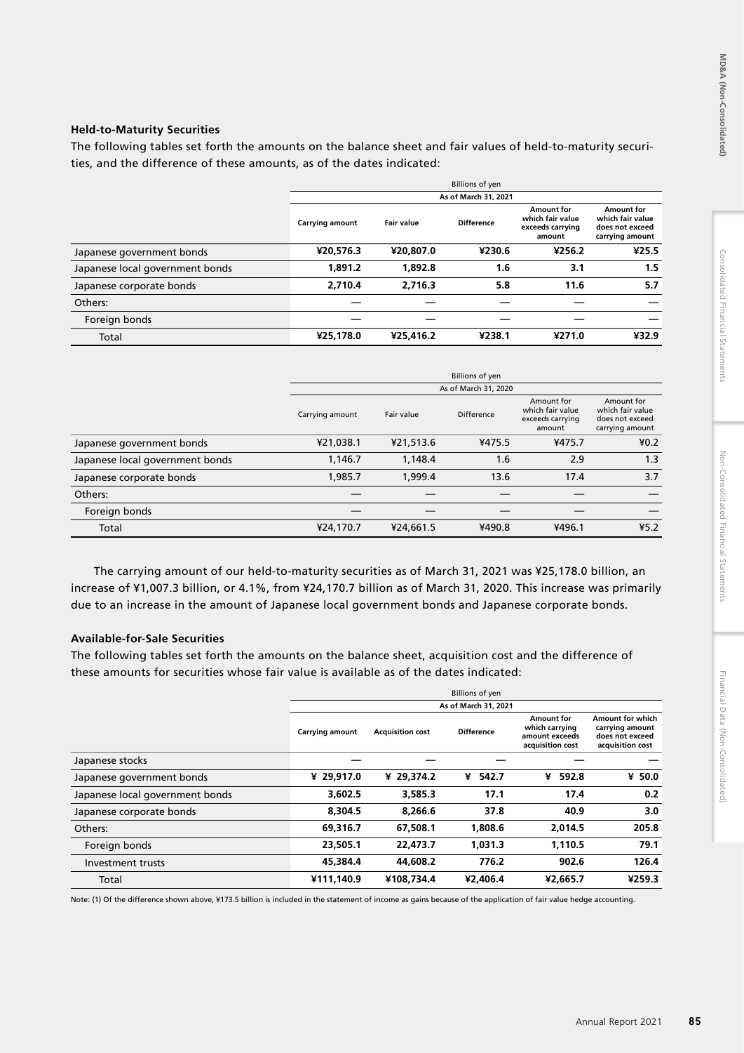### Held-to-Maturity Securities

The following tables set forth the amounts on the balance sheet and fair values of held-to-maturity securities, and the difference of these amounts, as of the dates indicated:

| | Billions of yen | | | | |
|---|---|---|---|---|---|
| | As of March 31, 2021 | | | | |
| | **Carrying amount** | **Fair value** | **Difference** | **Amount for which fair value exceeds carrying amount** | **Amount for which fair value does not exceed carrying amount** |
| Japanese government bonds | **¥20,576.3** | **¥20,807.0** | **¥230.6** | **¥256.2** | **¥25.5** |
| Japanese local government bonds | **1,891.2** | **1,892.8** | **1.6** | **3.1** | **1.5** |
| Japanese corporate bonds | **2,710.4** | **2,716.3** | **5.8** | **11.6** | **5.7** |
| Others: | **—** | **—** | **—** | **—** | **—** |
| Foreign bonds | **—** | **—** | **—** | **—** | **—** |
| Total | **¥25,178.0** | **¥25,416.2** | **¥238.1** | **¥271.0** | **¥32.9** |

| | Billions of yen | | | | |
|---|---|---|---|---|---|
| | As of March 31, 2020 | | | | |
| | Carrying amount | Fair value | Difference | Amount for which fair value exceeds carrying amount | Amount for which fair value does not exceed carrying amount |
| Japanese government bonds | ¥21,038.1 | ¥21,513.6 | ¥475.5 | ¥475.7 | ¥0.2 |
| Japanese local government bonds | 1,146.7 | 1,148.4 | 1.6 | 2.9 | 1.3 |
| Japanese corporate bonds | 1,985.7 | 1,999.4 | 13.6 | 17.4 | 3.7 |
| Others: | — | — | — | — | — |
| Foreign bonds | — | — | — | — | — |
| Total | ¥24,170.7 | ¥24,661.5 | ¥490.8 | ¥496.1 | ¥5.2 |

The carrying amount of our held-to-maturity securities as of March 31, 2021 was ¥25,178.0 billion, an increase of ¥1,007.3 billion, or 4.1%, from ¥24,170.7 billion as of March 31, 2020. This increase was primarily due to an increase in the amount of Japanese local government bonds and Japanese corporate bonds.

### Available-for-Sale Securities

The following tables set forth the amounts on the balance sheet, acquisition cost and the difference of these amounts for securities whose fair value is available as of the dates indicated:

| | Billions of yen | | | | |
|---|---|---|---|---|---|
| | As of March 31, 2021 | | | | |
| | **Carrying amount** | **Acquisition cost** | **Difference** | **Amount for which carrying amount exceeds acquisition cost** | **Amount for which carrying amount does not exceed acquisition cost** |
| Japanese stocks | **—** | **—** | **—** | **—** | **—** |
| Japanese government bonds | **¥ 29,917.0** | **¥ 29,374.2** | **¥ 542.7** | **¥ 592.8** | **¥ 50.0** |
| Japanese local government bonds | **3,602.5** | **3,585.3** | **17.1** | **17.4** | **0.2** |
| Japanese corporate bonds | **8,304.5** | **8,266.6** | **37.8** | **40.9** | **3.0** |
| Others: | **69,316.7** | **67,508.1** | **1,808.6** | **2,014.5** | **205.8** |
| Foreign bonds | **23,505.1** | **22,473.7** | **1,031.3** | **1,110.5** | **79.1** |
| Investment trusts | **45,384.4** | **44,608.2** | **776.2** | **902.6** | **126.4** |
| Total | **¥111,140.9** | **¥108,734.4** | **¥2,406.4** | **¥2,665.7** | **¥259.3** |

Note: (1) Of the difference shown above, ¥173.5 billion is included in the statement of income as gains because of the application of fair value hedge accounting.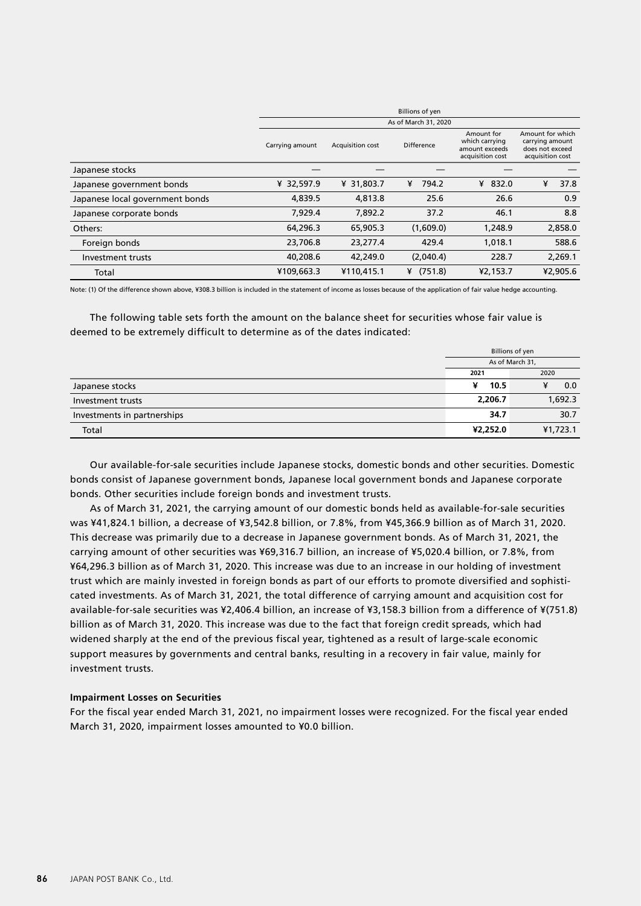| | Billions of yen | | | | |
|---|---|---|---|---|---|
| | As of March 31, 2020 | | | | |
| | Carrying amount | Acquisition cost | Difference | Amount for which carrying amount exceeds acquisition cost | Amount for which carrying amount does not exceed acquisition cost |
| Japanese stocks | — | — | — | — | — |
| Japanese government bonds | ¥ 32,597.9 | ¥ 31,803.7 | ¥ 794.2 | ¥ 832.0 | ¥ 37.8 |
| Japanese local government bonds | 4,839.5 | 4,813.8 | 25.6 | 26.6 | 0.9 |
| Japanese corporate bonds | 7,929.4 | 7,892.2 | 37.2 | 46.1 | 8.8 |
| Others: | 64,296.3 | 65,905.3 | (1,609.0) | 1,248.9 | 2,858.0 |
| Foreign bonds | 23,706.8 | 23,277.4 | 429.4 | 1,018.1 | 588.6 |
| Investment trusts | 40,208.6 | 42,249.0 | (2,040.4) | 228.7 | 2,269.1 |
| Total | ¥109,663.3 | ¥110,415.1 | ¥ (751.8) | ¥2,153.7 | ¥2,905.6 |

Note: (1) Of the difference shown above, ¥308.3 billion is included in the statement of income as losses because of the application of fair value hedge accounting.

The following table sets forth the amount on the balance sheet for securities whose fair value is deemed to be extremely difficult to determine as of the dates indicated:

| | Billions of yen | |
|---|---|---|
| | As of March 31, | |
| | **2021** | 2020 |
| Japanese stocks | **¥ 10.5** | ¥ 0.0 |
| Investment trusts | **2,206.7** | 1,692.3 |
| Investments in partnerships | **34.7** | 30.7 |
| Total | **¥2,252.0** | ¥1,723.1 |

Our available-for-sale securities include Japanese stocks, domestic bonds and other securities. Domestic bonds consist of Japanese government bonds, Japanese local government bonds and Japanese corporate bonds. Other securities include foreign bonds and investment trusts.

As of March 31, 2021, the carrying amount of our domestic bonds held as available-for-sale securities was ¥41,824.1 billion, a decrease of ¥3,542.8 billion, or 7.8%, from ¥45,366.9 billion as of March 31, 2020. This decrease was primarily due to a decrease in Japanese government bonds. As of March 31, 2021, the carrying amount of other securities was ¥69,316.7 billion, an increase of ¥5,020.4 billion, or 7.8%, from ¥64,296.3 billion as of March 31, 2020. This increase was due to an increase in our holding of investment trust which are mainly invested in foreign bonds as part of our efforts to promote diversified and sophisticated investments. As of March 31, 2021, the total difference of carrying amount and acquisition cost for available-for-sale securities was ¥2,406.4 billion, an increase of ¥3,158.3 billion from a difference of ¥(751.8) billion as of March 31, 2020. This increase was due to the fact that foreign credit spreads, which had widened sharply at the end of the previous fiscal year, tightened as a result of large-scale economic support measures by governments and central banks, resulting in a recovery in fair value, mainly for investment trusts.

**Impairment Losses on Securities**

For the fiscal year ended March 31, 2021, no impairment losses were recognized. For the fiscal year ended March 31, 2020, impairment losses amounted to ¥0.0 billion.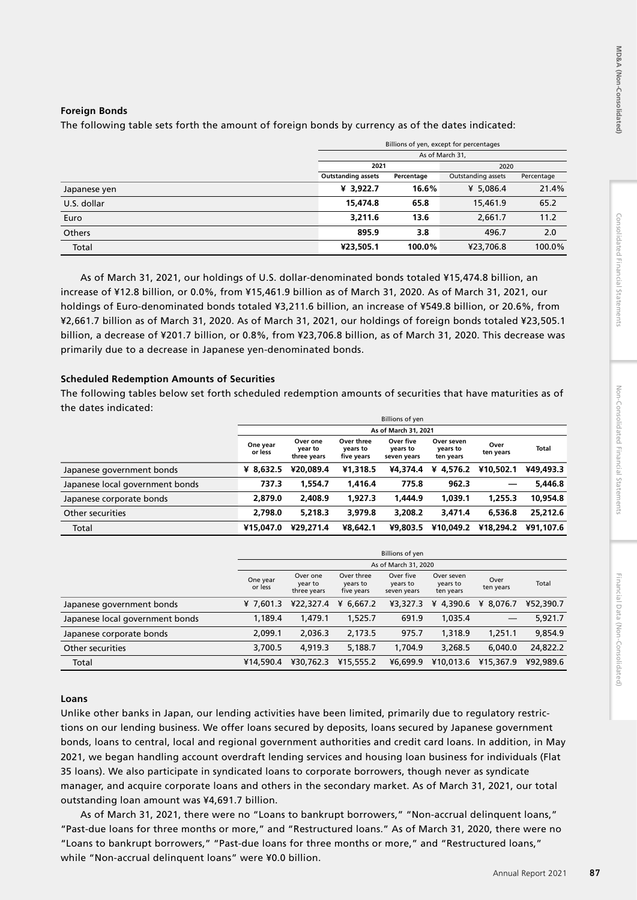### Foreign Bonds

The following table sets forth the amount of foreign bonds by currency as of the dates indicated:

| | Billions of yen, except for percentages | | | |
|---|---|---|---|---|
| | As of March 31, | | | |
| | 2021 | | 2020 | |
| | Outstanding assets | Percentage | Outstanding assets | Percentage |
| Japanese yen | **¥ 3,922.7** | **16.6%** | ¥ 5,086.4 | 21.4% |
| U.S. dollar | **15,474.8** | **65.8** | 15,461.9 | 65.2 |
| Euro | **3,211.6** | **13.6** | 2,661.7 | 11.2 |
| Others | **895.9** | **3.8** | 496.7 | 2.0 |
| Total | **¥23,505.1** | **100.0%** | ¥23,706.8 | 100.0% |

As of March 31, 2021, our holdings of U.S. dollar-denominated bonds totaled ¥15,474.8 billion, an increase of ¥12.8 billion, or 0.0%, from ¥15,461.9 billion as of March 31, 2020. As of March 31, 2021, our holdings of Euro-denominated bonds totaled ¥3,211.6 billion, an increase of ¥549.8 billion, or 20.6%, from ¥2,661.7 billion as of March 31, 2020. As of March 31, 2021, our holdings of foreign bonds totaled ¥23,505.1 billion, a decrease of ¥201.7 billion, or 0.8%, from ¥23,706.8 billion, as of March 31, 2020. This decrease was primarily due to a decrease in Japanese yen-denominated bonds.

### Scheduled Redemption Amounts of Securities

The following tables below set forth scheduled redemption amounts of securities that have maturities as of the dates indicated:

| | Billions of yen | | | | | | |
|---|---|---|---|---|---|---|---|
| | As of March 31, 2021 | | | | | | |
| | One year or less | Over one year to three years | Over three years to five years | Over five years to seven years | Over seven years to ten years | Over ten years | Total |
| Japanese government bonds | **¥ 8,632.5** | **¥20,089.4** | **¥1,318.5** | **¥4,374.4** | **¥ 4,576.2** | **¥10,502.1** | **¥49,493.3** |
| Japanese local government bonds | **737.3** | **1,554.7** | **1,416.4** | **775.8** | **962.3** | **—** | **5,446.8** |
| Japanese corporate bonds | **2,879.0** | **2,408.9** | **1,927.3** | **1,444.9** | **1,039.1** | **1,255.3** | **10,954.8** |
| Other securities | **2,798.0** | **5,218.3** | **3,979.8** | **3,208.2** | **3,471.4** | **6,536.8** | **25,212.6** |
| Total | **¥15,047.0** | **¥29,271.4** | **¥8,642.1** | **¥9,803.5** | **¥10,049.2** | **¥18,294.2** | **¥91,107.6** |

| | Billions of yen | | | | | | |
|---|---|---|---|---|---|---|---|
| | As of March 31, 2020 | | | | | | |
| | One year or less | Over one year to three years | Over three years to five years | Over five years to seven years | Over seven years to ten years | Over ten years | Total |
| Japanese government bonds | ¥ 7,601.3 | ¥22,327.4 | ¥ 6,667.2 | ¥3,327.3 | ¥ 4,390.6 | ¥ 8,076.7 | ¥52,390.7 |
| Japanese local government bonds | 1,189.4 | 1,479.1 | 1,525.7 | 691.9 | 1,035.4 | — | 5,921.7 |
| Japanese corporate bonds | 2,099.1 | 2,036.3 | 2,173.5 | 975.7 | 1,318.9 | 1,251.1 | 9,854.9 |
| Other securities | 3,700.5 | 4,919.3 | 5,188.7 | 1,704.9 | 3,268.5 | 6,040.0 | 24,822.2 |
| Total | ¥14,590.4 | ¥30,762.3 | ¥15,555.2 | ¥6,699.9 | ¥10,013.6 | ¥15,367.9 | ¥92,989.6 |

### Loans

Unlike other banks in Japan, our lending activities have been limited, primarily due to regulatory restrictions on our lending business. We offer loans secured by deposits, loans secured by Japanese government bonds, loans to central, local and regional government authorities and credit card loans. In addition, in May 2021, we began handling account overdraft lending services and housing loan business for individuals (Flat 35 loans). We also participate in syndicated loans to corporate borrowers, though never as syndicate manager, and acquire corporate loans and others in the secondary market. As of March 31, 2021, our total outstanding loan amount was ¥4,691.7 billion.

As of March 31, 2021, there were no "Loans to bankrupt borrowers," "Non-accrual delinquent loans," "Past-due loans for three months or more," and "Restructured loans." As of March 31, 2020, there were no "Loans to bankrupt borrowers," "Past-due loans for three months or more," and "Restructured loans," while "Non-accrual delinquent loans" were ¥0.0 billion.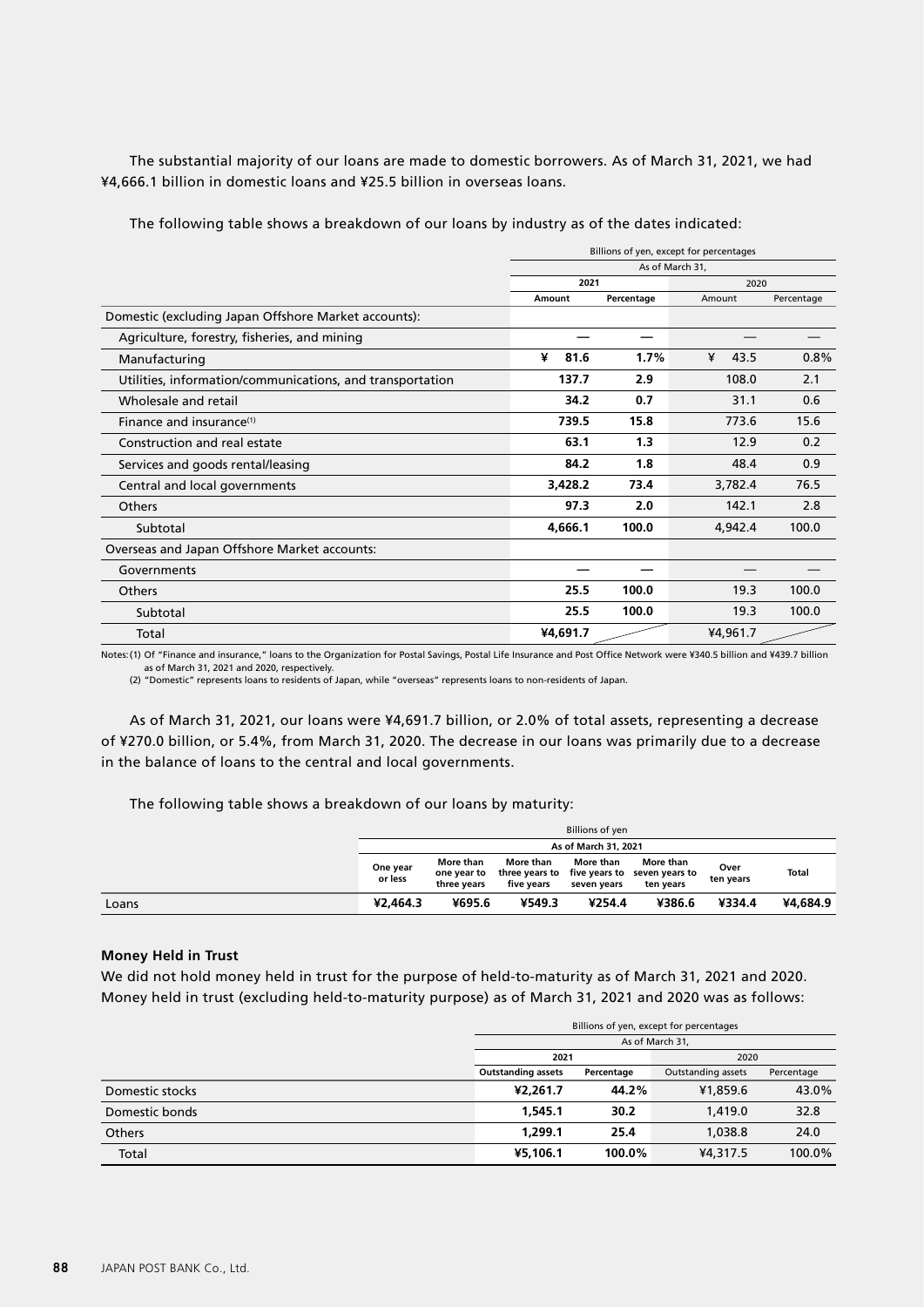The substantial majority of our loans are made to domestic borrowers. As of March 31, 2021, we had ¥4,666.1 billion in domestic loans and ¥25.5 billion in overseas loans.

The following table shows a breakdown of our loans by industry as of the dates indicated:

| | Billions of yen, except for percentages | | | |
|---|---|---|---|---|
| | As of March 31, | | | |
| | 2021 | | 2020 | |
| | Amount | Percentage | Amount | Percentage |
| Domestic (excluding Japan Offshore Market accounts): | | | | |
| Agriculture, forestry, fisheries, and mining | — | — | — | — |
| Manufacturing | ¥ 81.6 | 1.7% | ¥ 43.5 | 0.8% |
| Utilities, information/communications, and transportation | 137.7 | 2.9 | 108.0 | 2.1 |
| Wholesale and retail | 34.2 | 0.7 | 31.1 | 0.6 |
| Finance and insurance[1] | 739.5 | 15.8 | 773.6 | 15.6 |
| Construction and real estate | 63.1 | 1.3 | 12.9 | 0.2 |
| Services and goods rental/leasing | 84.2 | 1.8 | 48.4 | 0.9 |
| Central and local governments | 3,428.2 | 73.4 | 3,782.4 | 76.5 |
| Others | 97.3 | 2.0 | 142.1 | 2.8 |
| Subtotal | 4,666.1 | 100.0 | 4,942.4 | 100.0 |
| Overseas and Japan Offshore Market accounts: | | | | |
| Governments | — | — | — | — |
| Others | 25.5 | 100.0 | 19.3 | 100.0 |
| Subtotal | 25.5 | 100.0 | 19.3 | 100.0 |
| Total | ¥4,691.7 | | ¥4,961.7 | |

Notes: (1) Of "Finance and insurance," loans to the Organization for Postal Savings, Postal Life Insurance and Post Office Network were ¥340.5 billion and ¥439.7 billion as of March 31, 2021 and 2020, respectively.

(2) "Domestic" represents loans to residents of Japan, while "overseas" represents loans to non-residents of Japan.

As of March 31, 2021, our loans were ¥4,691.7 billion, or 2.0% of total assets, representing a decrease of ¥270.0 billion, or 5.4%, from March 31, 2020. The decrease in our loans was primarily due to a decrease in the balance of loans to the central and local governments.

The following table shows a breakdown of our loans by maturity:

| | Billions of yen | | | | | | |
|---|---|---|---|---|---|---|---|
| | As of March 31, 2021 | | | | | | |
| | One year or less | More than one year to three years | More than three years to five years | More than five years to seven years | More than seven years to ten years | Over ten years | Total |
| Loans | ¥2,464.3 | ¥695.6 | ¥549.3 | ¥254.4 | ¥386.6 | ¥334.4 | ¥4,684.9 |

### Money Held in Trust

We did not hold money held in trust for the purpose of held-to-maturity as of March 31, 2021 and 2020. Money held in trust (excluding held-to-maturity purpose) as of March 31, 2021 and 2020 was as follows:

| | Billions of yen, except for percentages | | | |
|---|---|---|---|---|
| | As of March 31, | | | |
| | 2021 | | 2020 | |
| | Outstanding assets | Percentage | Outstanding assets | Percentage |
| Domestic stocks | ¥2,261.7 | 44.2% | ¥1,859.6 | 43.0% |
| Domestic bonds | 1,545.1 | 30.2 | 1,419.0 | 32.8 |
| Others | 1,299.1 | 25.4 | 1,038.8 | 24.0 |
| Total | ¥5,106.1 | 100.0% | ¥4,317.5 | 100.0% |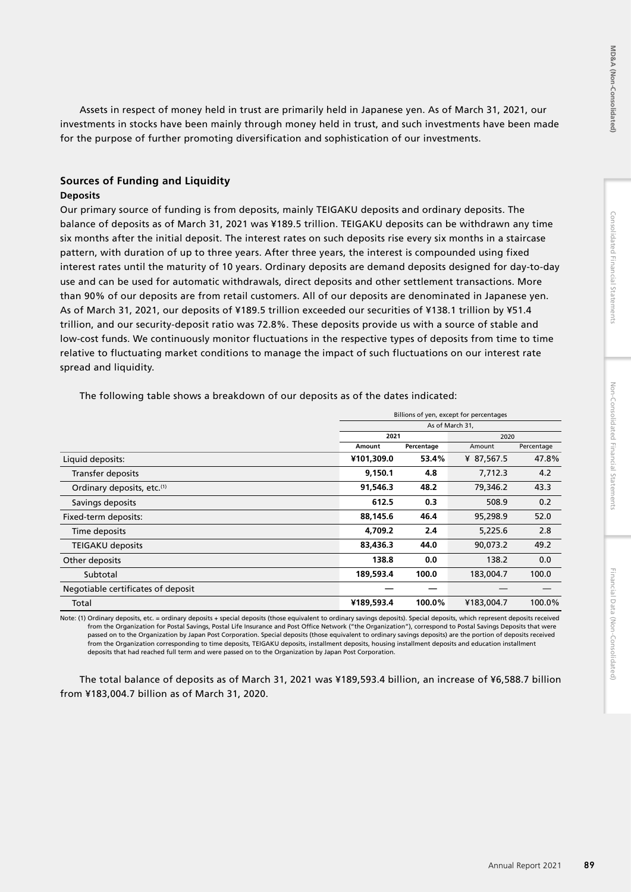Assets in respect of money held in trust are primarily held in Japanese yen. As of March 31, 2021, our investments in stocks have been mainly through money held in trust, and such investments have been made for the purpose of further promoting diversification and sophistication of our investments.

### Sources of Funding and Liquidity

**Deposits**

Our primary source of funding is from deposits, mainly TEIGAKU deposits and ordinary deposits. The balance of deposits as of March 31, 2021 was ¥189.5 trillion. TEIGAKU deposits can be withdrawn any time six months after the initial deposit. The interest rates on such deposits rise every six months in a staircase pattern, with duration of up to three years. After three years, the interest is compounded using fixed interest rates until the maturity of 10 years. Ordinary deposits are demand deposits designed for day-to-day use and can be used for automatic withdrawals, direct deposits and other settlement transactions. More than 90% of our deposits are from retail customers. All of our deposits are denominated in Japanese yen. As of March 31, 2021, our deposits of ¥189.5 trillion exceeded our securities of ¥138.1 trillion by ¥51.4 trillion, and our security-deposit ratio was 72.8%. These deposits provide us with a source of stable and low-cost funds. We continuously monitor fluctuations in the respective types of deposits from time to time relative to fluctuating market conditions to manage the impact of such fluctuations on our interest rate spread and liquidity.

The following table shows a breakdown of our deposits as of the dates indicated:

| | Billions of yen, except for percentages | | | |
|---|---|---|---|---|
| | As of March 31, | | | |
| | 2021 | | 2020 | |
| | Amount | Percentage | Amount | Percentage |
| Liquid deposits: | **¥101,309.0** | **53.4%** | ¥ 87,567.5 | 47.8% |
| Transfer deposits | **9,150.1** | **4.8** | 7,712.3 | 4.2 |
| Ordinary deposits, etc.[1] | **91,546.3** | **48.2** | 79,346.2 | 43.3 |
| Savings deposits | **612.5** | **0.3** | 508.9 | 0.2 |
| Fixed-term deposits: | **88,145.6** | **46.4** | 95,298.9 | 52.0 |
| Time deposits | **4,709.2** | **2.4** | 5,225.6 | 2.8 |
| TEIGAKU deposits | **83,436.3** | **44.0** | 90,073.2 | 49.2 |
| Other deposits | **138.8** | **0.0** | 138.2 | 0.0 |
| Subtotal | **189,593.4** | **100.0** | 183,004.7 | 100.0 |
| Negotiable certificates of deposit | **—** | **—** | — | — |
| Total | **¥189,593.4** | **100.0%** | ¥183,004.7 | 100.0% |

Note: (1) Ordinary deposits, etc. = ordinary deposits + special deposits (those equivalent to ordinary savings deposits). Special deposits, which represent deposits received from the Organization for Postal Savings, Postal Life Insurance and Post Office Network ("the Organization"), correspond to Postal Savings Deposits that were passed on to the Organization by Japan Post Corporation. Special deposits (those equivalent to ordinary savings deposits) are the portion of deposits received from the Organization corresponding to time deposits, TEIGAKU deposits, installment deposits, housing installment deposits and education installment deposits that had reached full term and were passed on to the Organization by Japan Post Corporation.

The total balance of deposits as of March 31, 2021 was ¥189,593.4 billion, an increase of ¥6,588.7 billion from ¥183,004.7 billion as of March 31, 2020.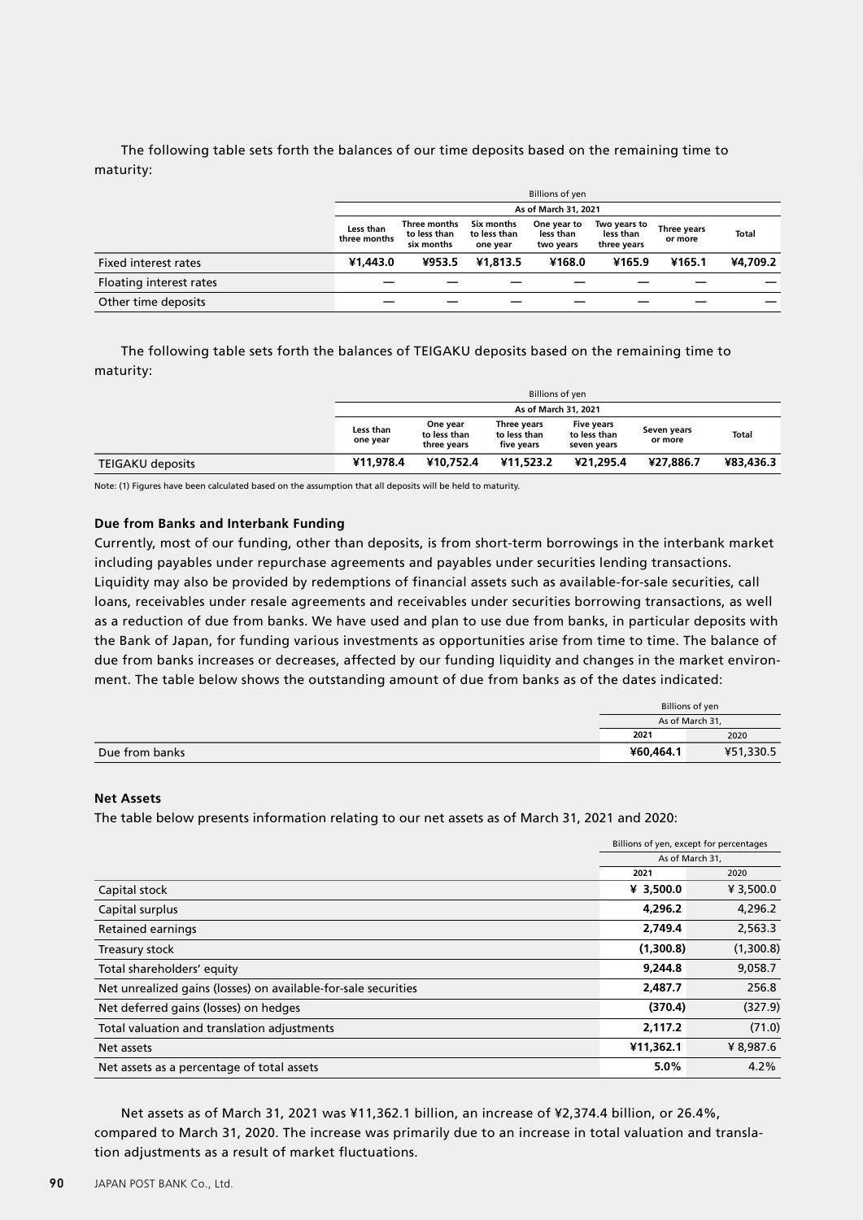The following table sets forth the balances of our time deposits based on the remaining time to maturity:

| | Billions of yen | | | | | | |
|---|---|---|---|---|---|---|---|
| | As of March 31, 2021 | | | | | | |
| | Less than three months | Three months to less than six months | Six months to less than one year | One year to less than two years | Two years to less than three years | Three years or more | Total |
| Fixed interest rates | **¥1,443.0** | **¥953.5** | **¥1,813.5** | **¥168.0** | **¥165.9** | **¥165.1** | **¥4,709.2** |
| Floating interest rates | **—** | **—** | **—** | **—** | **—** | **—** | **—** |
| Other time deposits | **—** | **—** | **—** | **—** | **—** | **—** | **—** |

The following table sets forth the balances of TEIGAKU deposits based on the remaining time to maturity:

| | Billions of yen | | | | | |
|---|---|---|---|---|---|---|
| | As of March 31, 2021 | | | | | |
| | Less than one year | One year to less than three years | Three years to less than five years | Five years to less than seven years | Seven years or more | Total |
| TEIGAKU deposits | **¥11,978.4** | **¥10,752.4** | **¥11,523.2** | **¥21,295.4** | **¥27,886.7** | **¥83,436.3** |

Note: (1) Figures have been calculated based on the assumption that all deposits will be held to maturity.

**Due from Banks and Interbank Funding**

Currently, most of our funding, other than deposits, is from short-term borrowings in the interbank market including payables under repurchase agreements and payables under securities lending transactions. Liquidity may also be provided by redemptions of financial assets such as available-for-sale securities, call loans, receivables under resale agreements and receivables under securities borrowing transactions, as well as a reduction of due from banks. We have used and plan to use due from banks, in particular deposits with the Bank of Japan, for funding various investments as opportunities arise from time to time. The balance of due from banks increases or decreases, affected by our funding liquidity and changes in the market environment. The table below shows the outstanding amount of due from banks as of the dates indicated:

| | Billions of yen | |
|---|---|---|
| | As of March 31, | |
| | 2021 | 2020 |
| Due from banks | **¥60,464.1** | ¥51,330.5 |

**Net Assets**

The table below presents information relating to our net assets as of March 31, 2021 and 2020:

| | Billions of yen, except for percentages | |
|---|---|---|
| | As of March 31, | |
| | 2021 | 2020 |
| Capital stock | **¥ 3,500.0** | ¥ 3,500.0 |
| Capital surplus | **4,296.2** | 4,296.2 |
| Retained earnings | **2,749.4** | 2,563.3 |
| Treasury stock | **(1,300.8)** | (1,300.8) |
| Total shareholders' equity | **9,244.8** | 9,058.7 |
| Net unrealized gains (losses) on available-for-sale securities | **2,487.7** | 256.8 |
| Net deferred gains (losses) on hedges | **(370.4)** | (327.9) |
| Total valuation and translation adjustments | **2,117.2** | (71.0) |
| Net assets | **¥11,362.1** | ¥ 8,987.6 |
| Net assets as a percentage of total assets | **5.0%** | 4.2% |

Net assets as of March 31, 2021 was ¥11,362.1 billion, an increase of ¥2,374.4 billion, or 26.4%, compared to March 31, 2020. The increase was primarily due to an increase in total valuation and translation adjustments as a result of market fluctuations.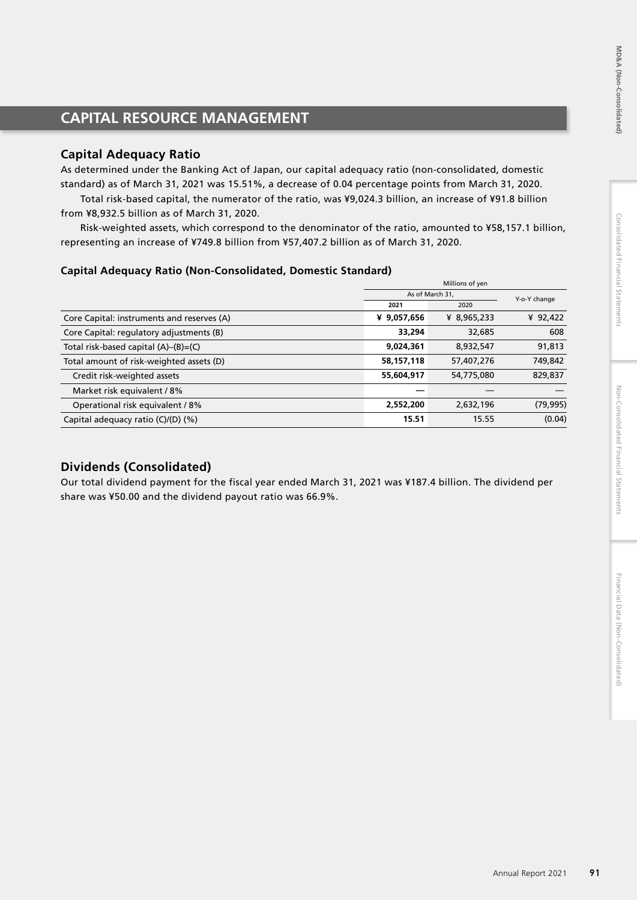# CAPITAL RESOURCE MANAGEMENT

## Capital Adequacy Ratio

As determined under the Banking Act of Japan, our capital adequacy ratio (non-consolidated, domestic standard) as of March 31, 2021 was 15.51%, a decrease of 0.04 percentage points from March 31, 2020.

Total risk-based capital, the numerator of the ratio, was ¥9,024.3 billion, an increase of ¥91.8 billion from ¥8,932.5 billion as of March 31, 2020.

Risk-weighted assets, which correspond to the denominator of the ratio, amounted to ¥58,157.1 billion, representing an increase of ¥749.8 billion from ¥57,407.2 billion as of March 31, 2020.

### Capital Adequacy Ratio (Non-Consolidated, Domestic Standard)

| | Millions of yen | | |
|---|---|---|---|
| | As of March 31, | | Y-o-Y change |
| | **2021** | 2020 | |
| Core Capital: instruments and reserves (A) | **¥ 9,057,656** | ¥ 8,965,233 | ¥ 92,422 |
| Core Capital: regulatory adjustments (B) | **33,294** | 32,685 | 608 |
| Total risk-based capital (A)–(B)=(C) | **9,024,361** | 8,932,547 | 91,813 |
| Total amount of risk-weighted assets (D) | **58,157,118** | 57,407,276 | 749,842 |
| Credit risk-weighted assets | **55,604,917** | 54,775,080 | 829,837 |
| Market risk equivalent / 8% | **—** | — | — |
| Operational risk equivalent / 8% | **2,552,200** | 2,632,196 | (79,995) |
| Capital adequacy ratio (C)/(D) (%) | **15.51** | 15.55 | (0.04) |

## Dividends (Consolidated)

Our total dividend payment for the fiscal year ended March 31, 2021 was ¥187.4 billion. The dividend per share was ¥50.00 and the dividend payout ratio was 66.9%.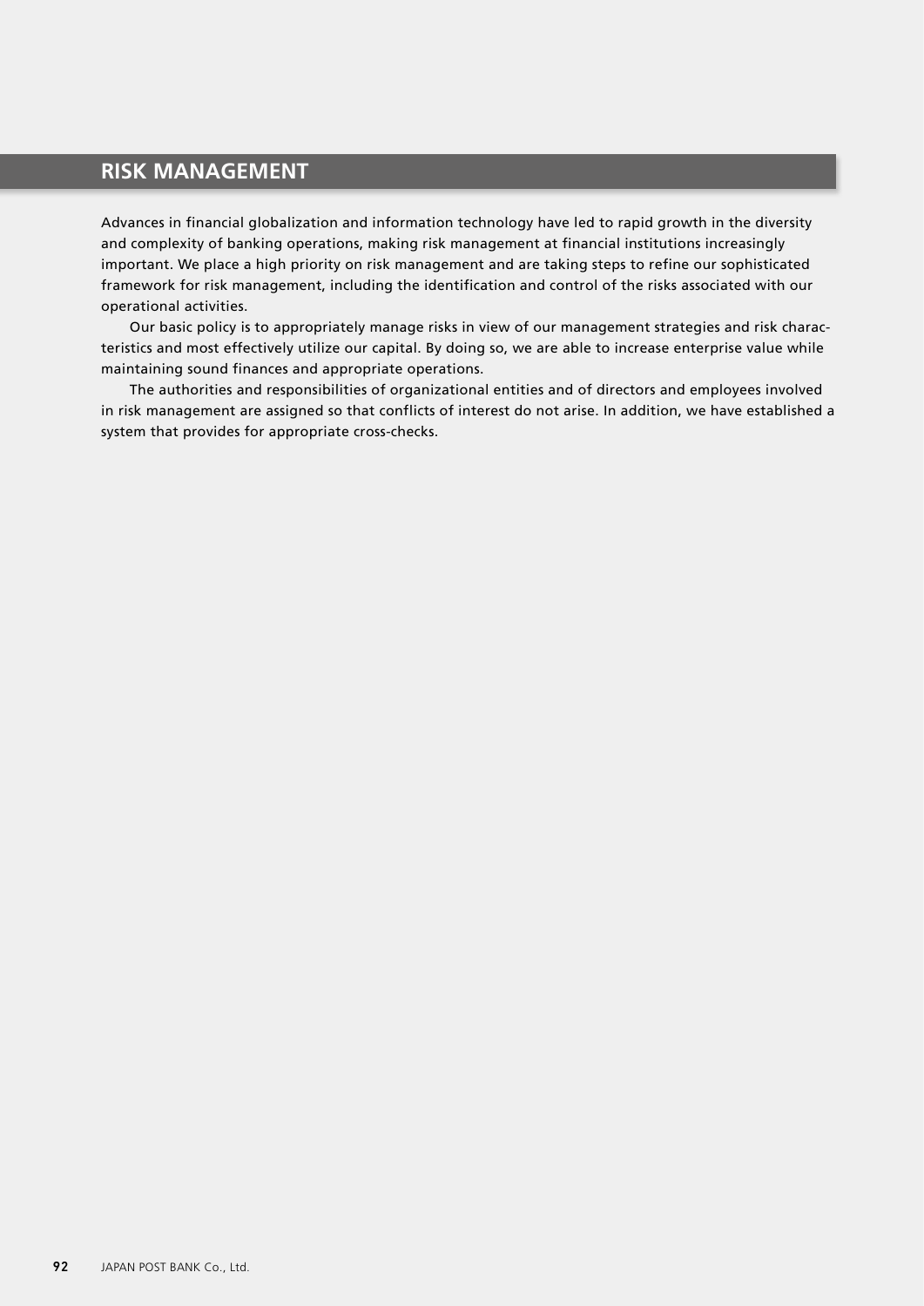# RISK MANAGEMENT

Advances in financial globalization and information technology have led to rapid growth in the diversity and complexity of banking operations, making risk management at financial institutions increasingly important. We place a high priority on risk management and are taking steps to refine our sophisticated framework for risk management, including the identification and control of the risks associated with our operational activities.

Our basic policy is to appropriately manage risks in view of our management strategies and risk characteristics and most effectively utilize our capital. By doing so, we are able to increase enterprise value while maintaining sound finances and appropriate operations.

The authorities and responsibilities of organizational entities and of directors and employees involved in risk management are assigned so that conflicts of interest do not arise. In addition, we have established a system that provides for appropriate cross-checks.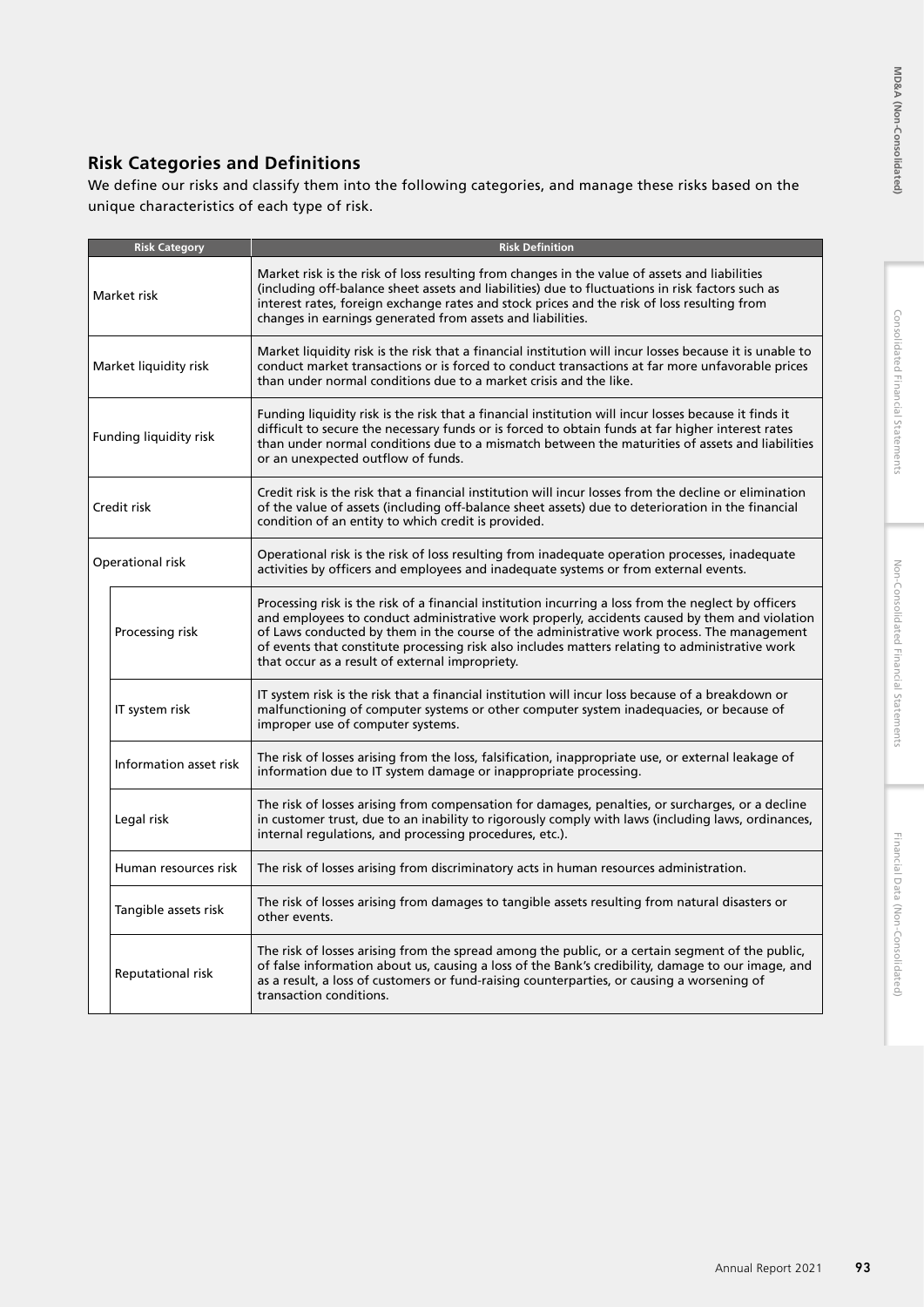## Risk Categories and Definitions

We define our risks and classify them into the following categories, and manage these risks based on the unique characteristics of each type of risk.

| Risk Category | | Risk Definition |
|---|---|---|
| Market risk | | Market risk is the risk of loss resulting from changes in the value of assets and liabilities (including off-balance sheet assets and liabilities) due to fluctuations in risk factors such as interest rates, foreign exchange rates and stock prices and the risk of loss resulting from changes in earnings generated from assets and liabilities. |
| Market liquidity risk | | Market liquidity risk is the risk that a financial institution will incur losses because it is unable to conduct market transactions or is forced to conduct transactions at far more unfavorable prices than under normal conditions due to a market crisis and the like. |
| Funding liquidity risk | | Funding liquidity risk is the risk that a financial institution will incur losses because it finds it difficult to secure the necessary funds or is forced to obtain funds at far higher interest rates than under normal conditions due to a mismatch between the maturities of assets and liabilities or an unexpected outflow of funds. |
| Credit risk | | Credit risk is the risk that a financial institution will incur losses from the decline or elimination of the value of assets (including off-balance sheet assets) due to deterioration in the financial condition of an entity to which credit is provided. |
| Operational risk | | Operational risk is the risk of loss resulting from inadequate operation processes, inadequate activities by officers and employees and inadequate systems or from external events. |
| | Processing risk | Processing risk is the risk of a financial institution incurring a loss from the neglect by officers and employees to conduct administrative work properly, accidents caused by them and violation of Laws conducted by them in the course of the administrative work process. The management of events that constitute processing risk also includes matters relating to administrative work that occur as a result of external impropriety. |
| | IT system risk | IT system risk is the risk that a financial institution will incur loss because of a breakdown or malfunctioning of computer systems or other computer system inadequacies, or because of improper use of computer systems. |
| | Information asset risk | The risk of losses arising from the loss, falsification, inappropriate use, or external leakage of information due to IT system damage or inappropriate processing. |
| | Legal risk | The risk of losses arising from compensation for damages, penalties, or surcharges, or a decline in customer trust, due to an inability to rigorously comply with laws (including laws, ordinances, internal regulations, and processing procedures, etc.). |
| | Human resources risk | The risk of losses arising from discriminatory acts in human resources administration. |
| | Tangible assets risk | The risk of losses arising from damages to tangible assets resulting from natural disasters or other events. |
| | Reputational risk | The risk of losses arising from the spread among the public, or a certain segment of the public, of false information about us, causing a loss of the Bank's credibility, damage to our image, and as a result, a loss of customers or fund-raising counterparties, or causing a worsening of transaction conditions. |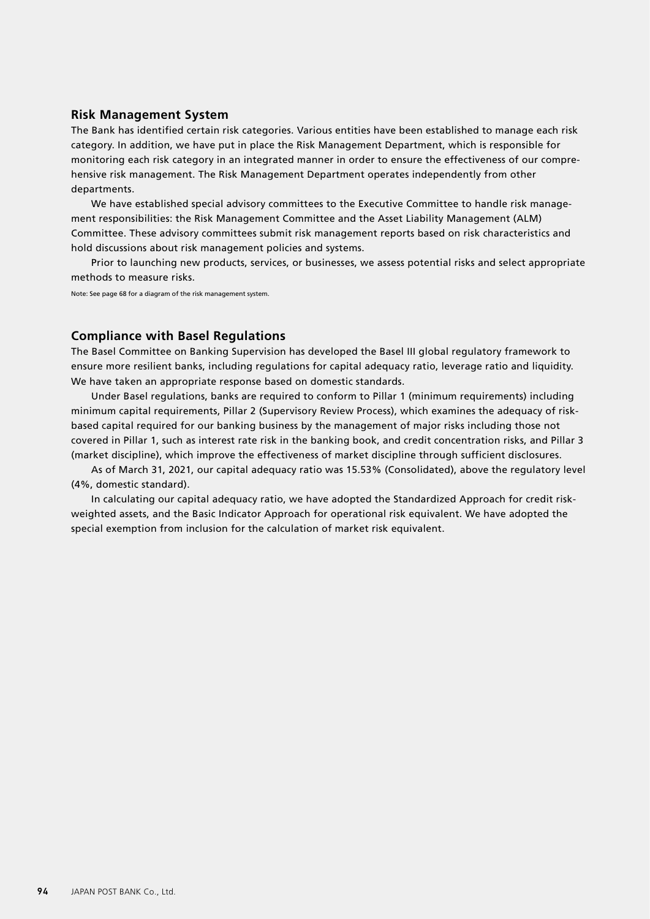## Risk Management System

The Bank has identified certain risk categories. Various entities have been established to manage each risk category. In addition, we have put in place the Risk Management Department, which is responsible for monitoring each risk category in an integrated manner in order to ensure the effectiveness of our comprehensive risk management. The Risk Management Department operates independently from other departments.

We have established special advisory committees to the Executive Committee to handle risk management responsibilities: the Risk Management Committee and the Asset Liability Management (ALM) Committee. These advisory committees submit risk management reports based on risk characteristics and hold discussions about risk management policies and systems.

Prior to launching new products, services, or businesses, we assess potential risks and select appropriate methods to measure risks.

Note: See page 68 for a diagram of the risk management system.

## Compliance with Basel Regulations

The Basel Committee on Banking Supervision has developed the Basel III global regulatory framework to ensure more resilient banks, including regulations for capital adequacy ratio, leverage ratio and liquidity. We have taken an appropriate response based on domestic standards.

Under Basel regulations, banks are required to conform to Pillar 1 (minimum requirements) including minimum capital requirements, Pillar 2 (Supervisory Review Process), which examines the adequacy of risk-based capital required for our banking business by the management of major risks including those not covered in Pillar 1, such as interest rate risk in the banking book, and credit concentration risks, and Pillar 3 (market discipline), which improve the effectiveness of market discipline through sufficient disclosures.

As of March 31, 2021, our capital adequacy ratio was 15.53% (Consolidated), above the regulatory level (4%, domestic standard).

In calculating our capital adequacy ratio, we have adopted the Standardized Approach for credit risk-weighted assets, and the Basic Indicator Approach for operational risk equivalent. We have adopted the special exemption from inclusion for the calculation of market risk equivalent.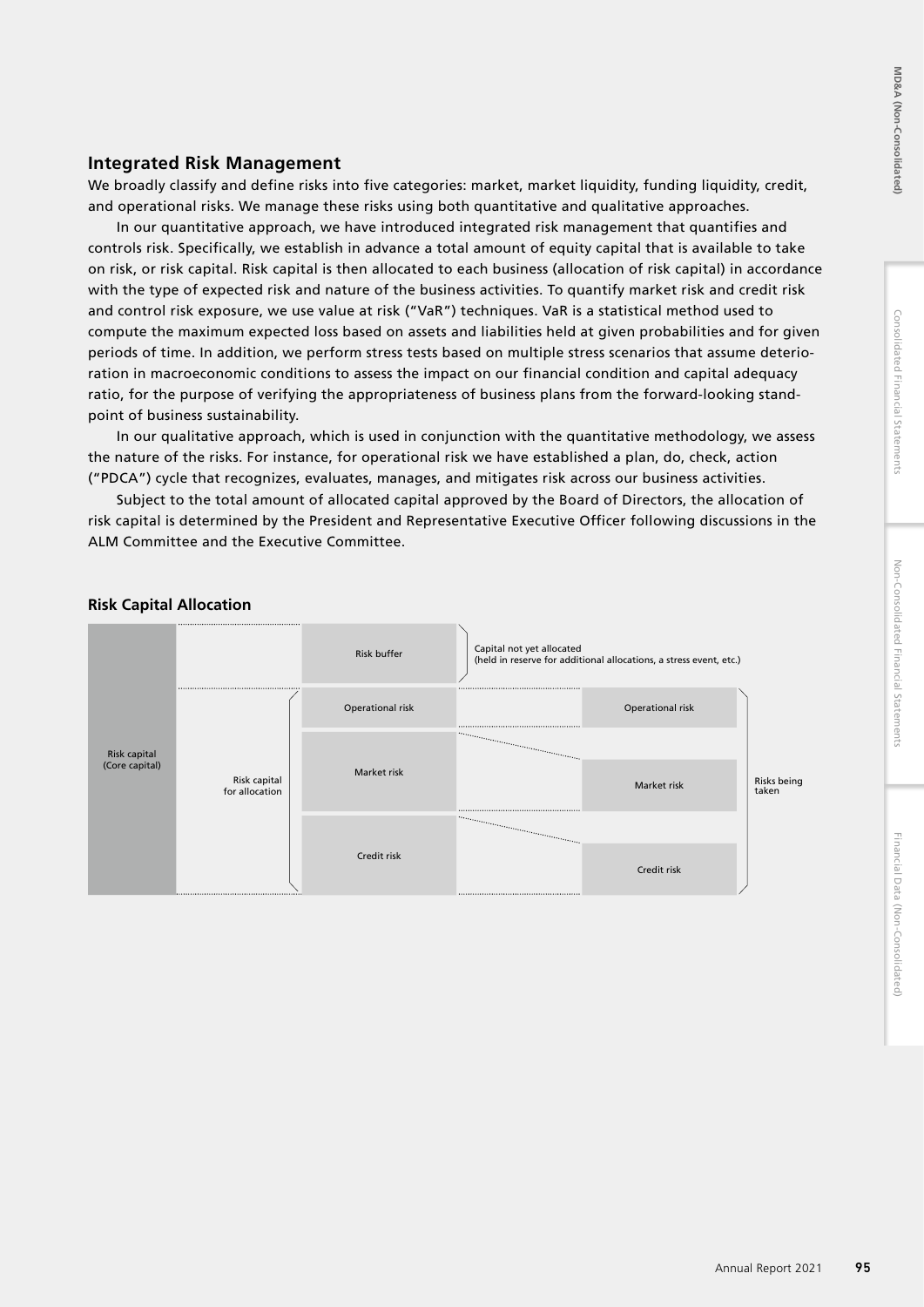## Integrated Risk Management

We broadly classify and define risks into five categories: market, market liquidity, funding liquidity, credit, and operational risks. We manage these risks using both quantitative and qualitative approaches.

In our quantitative approach, we have introduced integrated risk management that quantifies and controls risk. Specifically, we establish in advance a total amount of equity capital that is available to take on risk, or risk capital. Risk capital is then allocated to each business (allocation of risk capital) in accordance with the type of expected risk and nature of the business activities. To quantify market risk and credit risk and control risk exposure, we use value at risk ("VaR") techniques. VaR is a statistical method used to compute the maximum expected loss based on assets and liabilities held at given probabilities and for given periods of time. In addition, we perform stress tests based on multiple stress scenarios that assume deterioration in macroeconomic conditions to assess the impact on our financial condition and capital adequacy ratio, for the purpose of verifying the appropriateness of business plans from the forward-looking standpoint of business sustainability.

In our qualitative approach, which is used in conjunction with the quantitative methodology, we assess the nature of the risks. For instance, for operational risk we have established a plan, do, check, action ("PDCA") cycle that recognizes, evaluates, manages, and mitigates risk across our business activities.

Subject to the total amount of allocated capital approved by the Board of Directors, the allocation of risk capital is determined by the President and Representative Executive Officer following discussions in the ALM Committee and the Executive Committee.

### Risk Capital Allocation

Risk capital (Core capital)

Risk buffer — Capital not yet allocated (held in reserve for additional allocations, a stress event, etc.)

Risk capital for allocation:
- Operational risk
- Market risk
- Credit risk

Risks being taken:
- Operational risk
- Market risk
- Credit risk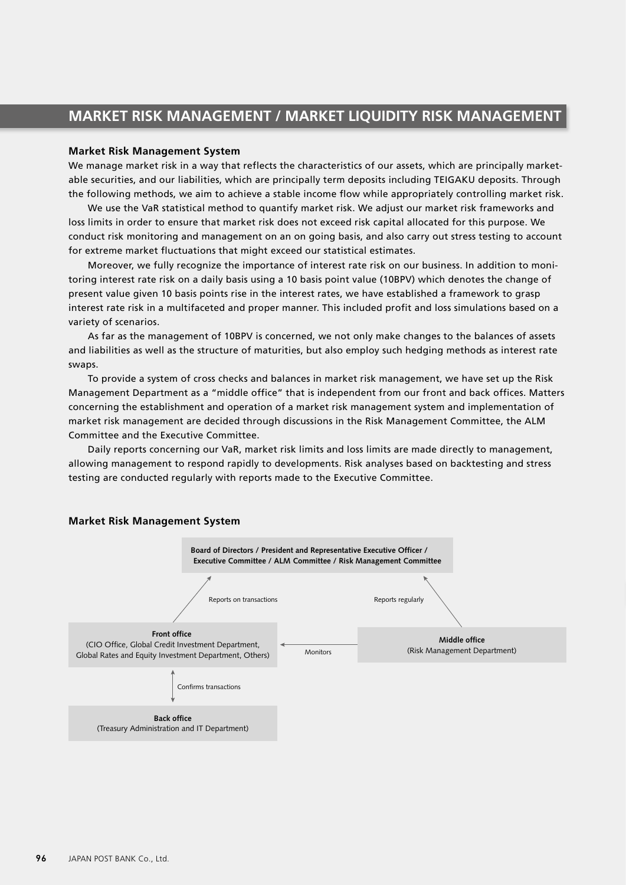# MARKET RISK MANAGEMENT / MARKET LIQUIDITY RISK MANAGEMENT

### Market Risk Management System

We manage market risk in a way that reflects the characteristics of our assets, which are principally marketable securities, and our liabilities, which are principally term deposits including TEIGAKU deposits. Through the following methods, we aim to achieve a stable income flow while appropriately controlling market risk.

We use the VaR statistical method to quantify market risk. We adjust our market risk frameworks and loss limits in order to ensure that market risk does not exceed risk capital allocated for this purpose. We conduct risk monitoring and management on an on going basis, and also carry out stress testing to account for extreme market fluctuations that might exceed our statistical estimates.

Moreover, we fully recognize the importance of interest rate risk on our business. In addition to monitoring interest rate risk on a daily basis using a 10 basis point value (10BPV) which denotes the change of present value given 10 basis points rise in the interest rates, we have established a framework to grasp interest rate risk in a multifaceted and proper manner. This included profit and loss simulations based on a variety of scenarios.

As far as the management of 10BPV is concerned, we not only make changes to the balances of assets and liabilities as well as the structure of maturities, but also employ such hedging methods as interest rate swaps.

To provide a system of cross checks and balances in market risk management, we have set up the Risk Management Department as a "middle office" that is independent from our front and back offices. Matters concerning the establishment and operation of a market risk management system and implementation of market risk management are decided through discussions in the Risk Management Committee, the ALM Committee and the Executive Committee.

Daily reports concerning our VaR, market risk limits and loss limits are made directly to management, allowing management to respond rapidly to developments. Risk analyses based on backtesting and stress testing are conducted regularly with reports made to the Executive Committee.

### Market Risk Management System

**Board of Directors / President and Representative Executive Officer / Executive Committee / ALM Committee / Risk Management Committee**

Reports on transactions

Reports regularly

**Front office**
(CIO Office, Global Credit Investment Department, Global Rates and Equity Investment Department, Others)

Monitors

**Middle office**
(Risk Management Department)

Confirms transactions

**Back office**
(Treasury Administration and IT Department)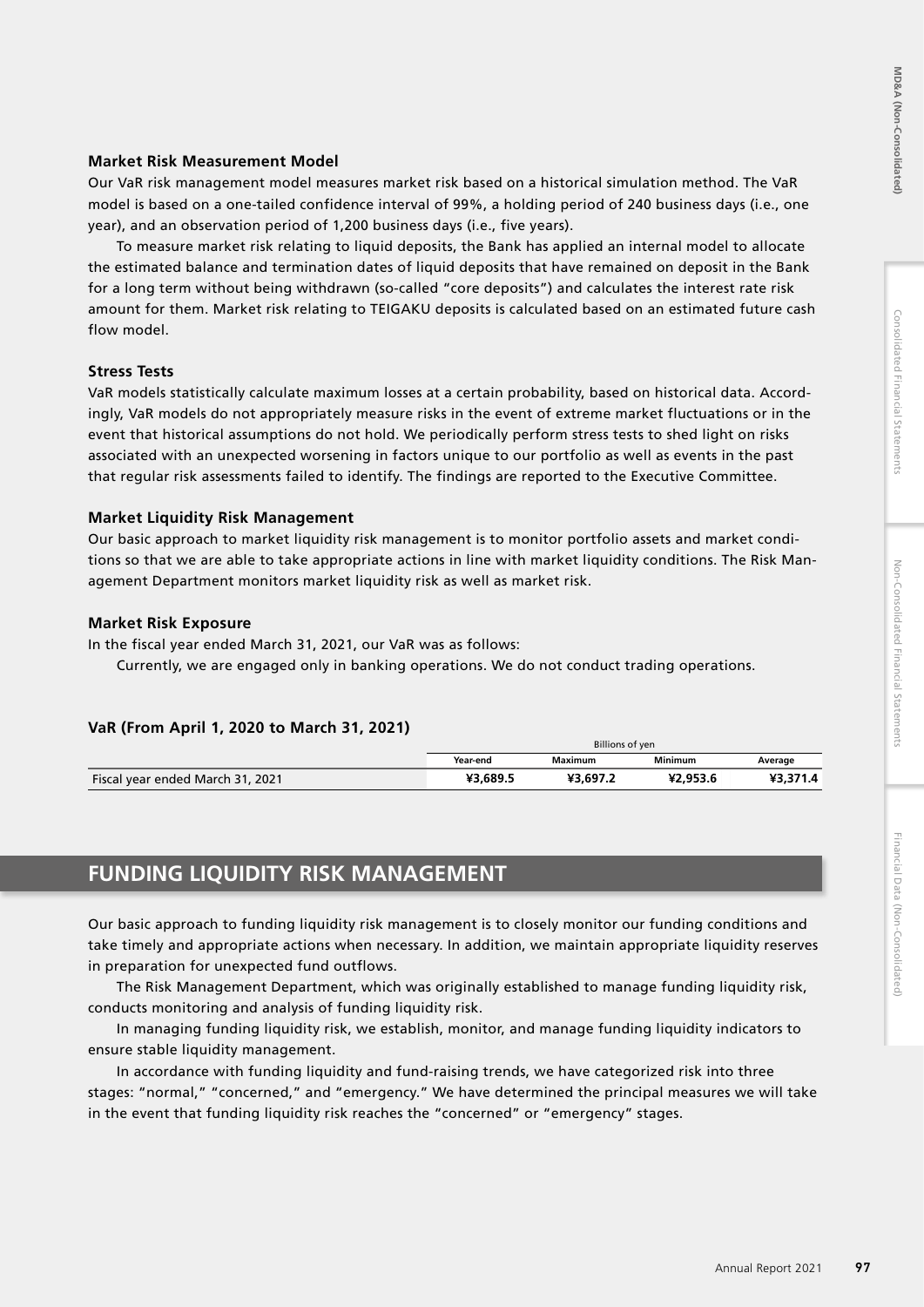### Market Risk Measurement Model

Our VaR risk management model measures market risk based on a historical simulation method. The VaR model is based on a one-tailed confidence interval of 99%, a holding period of 240 business days (i.e., one year), and an observation period of 1,200 business days (i.e., five years).

To measure market risk relating to liquid deposits, the Bank has applied an internal model to allocate the estimated balance and termination dates of liquid deposits that have remained on deposit in the Bank for a long term without being withdrawn (so-called "core deposits") and calculates the interest rate risk amount for them. Market risk relating to TEIGAKU deposits is calculated based on an estimated future cash flow model.

### Stress Tests

VaR models statistically calculate maximum losses at a certain probability, based on historical data. Accordingly, VaR models do not appropriately measure risks in the event of extreme market fluctuations or in the event that historical assumptions do not hold. We periodically perform stress tests to shed light on risks associated with an unexpected worsening in factors unique to our portfolio as well as events in the past that regular risk assessments failed to identify. The findings are reported to the Executive Committee.

### Market Liquidity Risk Management

Our basic approach to market liquidity risk management is to monitor portfolio assets and market conditions so that we are able to take appropriate actions in line with market liquidity conditions. The Risk Management Department monitors market liquidity risk as well as market risk.

### Market Risk Exposure

In the fiscal year ended March 31, 2021, our VaR was as follows:

Currently, we are engaged only in banking operations. We do not conduct trading operations.

### VaR (From April 1, 2020 to March 31, 2021)

| | Billions of yen | | | |
|---|---|---|---|---|
| | Year-end | Maximum | Minimum | Average |
| Fiscal year ended March 31, 2021 | **¥3,689.5** | **¥3,697.2** | **¥2,953.6** | **¥3,371.4** |

## FUNDING LIQUIDITY RISK MANAGEMENT

Our basic approach to funding liquidity risk management is to closely monitor our funding conditions and take timely and appropriate actions when necessary. In addition, we maintain appropriate liquidity reserves in preparation for unexpected fund outflows.

The Risk Management Department, which was originally established to manage funding liquidity risk, conducts monitoring and analysis of funding liquidity risk.

In managing funding liquidity risk, we establish, monitor, and manage funding liquidity indicators to ensure stable liquidity management.

In accordance with funding liquidity and fund-raising trends, we have categorized risk into three stages: "normal," "concerned," and "emergency." We have determined the principal measures we will take in the event that funding liquidity risk reaches the "concerned" or "emergency" stages.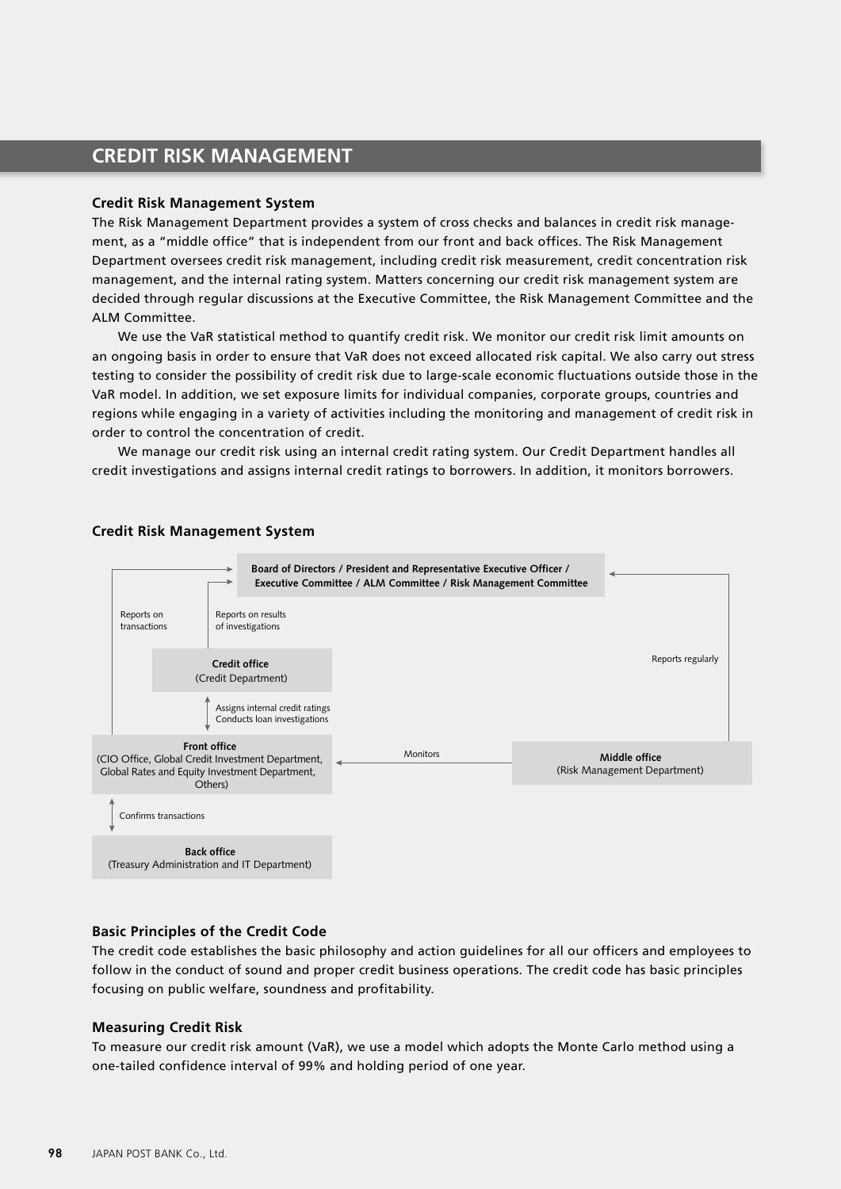## CREDIT RISK MANAGEMENT

### Credit Risk Management System

The Risk Management Department provides a system of cross checks and balances in credit risk management, as a "middle office" that is independent from our front and back offices. The Risk Management Department oversees credit risk management, including credit risk measurement, credit concentration risk management, and the internal rating system. Matters concerning our credit risk management system are decided through regular discussions at the Executive Committee, the Risk Management Committee and the ALM Committee.

We use the VaR statistical method to quantify credit risk. We monitor our credit risk limit amounts on an ongoing basis in order to ensure that VaR does not exceed allocated risk capital. We also carry out stress testing to consider the possibility of credit risk due to large-scale economic fluctuations outside those in the VaR model. In addition, we set exposure limits for individual companies, corporate groups, countries and regions while engaging in a variety of activities including the monitoring and management of credit risk in order to control the concentration of credit.

We manage our credit risk using an internal credit rating system. Our Credit Department handles all credit investigations and assigns internal credit ratings to borrowers. In addition, it monitors borrowers.

### Credit Risk Management System

**Board of Directors / President and Representative Executive Officer / Executive Committee / ALM Committee / Risk Management Committee**

Reports on transactions

Reports on results of investigations

**Credit office**
(Credit Department)

Reports regularly

Assigns internal credit ratings
Conducts loan investigations

**Front office**
(CIO Office, Global Credit Investment Department, Global Rates and Equity Investment Department, Others)

Monitors

**Middle office**
(Risk Management Department)

Confirms transactions

**Back office**
(Treasury Administration and IT Department)

### Basic Principles of the Credit Code

The credit code establishes the basic philosophy and action guidelines for all our officers and employees to follow in the conduct of sound and proper credit business operations. The credit code has basic principles focusing on public welfare, soundness and profitability.

### Measuring Credit Risk

To measure our credit risk amount (VaR), we use a model which adopts the Monte Carlo method using a one-tailed confidence interval of 99% and holding period of one year.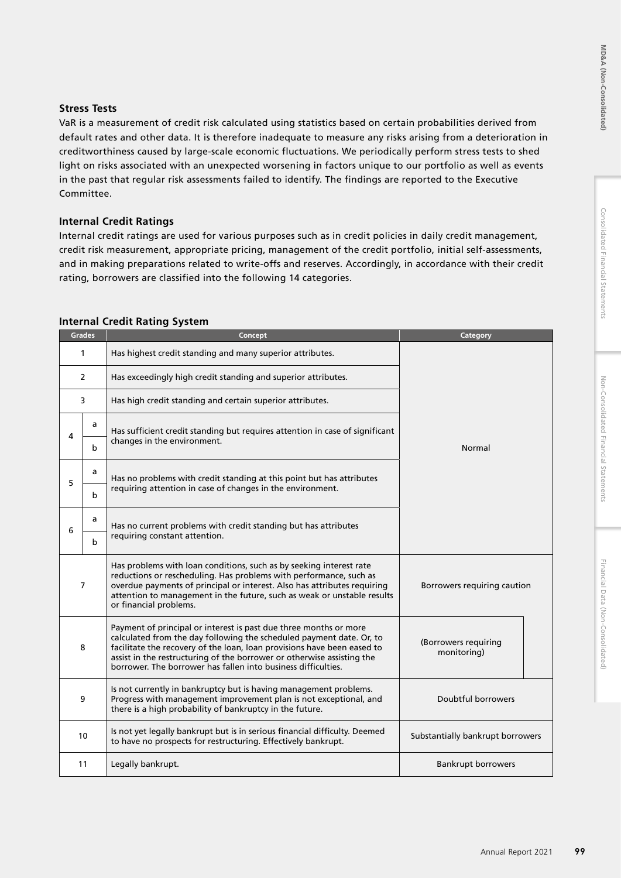### Stress Tests

VaR is a measurement of credit risk calculated using statistics based on certain probabilities derived from default rates and other data. It is therefore inadequate to measure any risks arising from a deterioration in creditworthiness caused by large-scale economic fluctuations. We periodically perform stress tests to shed light on risks associated with an unexpected worsening in factors unique to our portfolio as well as events in the past that regular risk assessments failed to identify. The findings are reported to the Executive Committee.

### Internal Credit Ratings

Internal credit ratings are used for various purposes such as in credit policies in daily credit management, credit risk measurement, appropriate pricing, management of the credit portfolio, initial self-assessments, and in making preparations related to write-offs and reserves. Accordingly, in accordance with their credit rating, borrowers are classified into the following 14 categories.

### Internal Credit Rating System

| Grades | | Concept | Category |
|---|---|---|---|
| 1 | | Has highest credit standing and many superior attributes. | Normal |
| 2 | | Has exceedingly high credit standing and superior attributes. | |
| 3 | | Has high credit standing and certain superior attributes. | |
| 4 | a | Has sufficient credit standing but requires attention in case of significant changes in the environment. | |
| | b | | |
| 5 | a | Has no problems with credit standing at this point but has attributes requiring attention in case of changes in the environment. | |
| | b | | |
| 6 | a | Has no current problems with credit standing but has attributes requiring constant attention. | |
| | b | | |
| 7 | | Has problems with loan conditions, such as by seeking interest rate reductions or rescheduling. Has problems with performance, such as overdue payments of principal or interest. Also has attributes requiring attention to management in the future, such as weak or unstable results or financial problems. | Borrowers requiring caution |
| 8 | | Payment of principal or interest is past due three months or more calculated from the day following the scheduled payment date. Or, to facilitate the recovery of the loan, loan provisions have been eased to assist in the restructuring of the borrower or otherwise assisting the borrower. The borrower has fallen into business difficulties. | (Borrowers requiring monitoring) |
| 9 | | Is not currently in bankruptcy but is having management problems. Progress with management improvement plan is not exceptional, and there is a high probability of bankruptcy in the future. | Doubtful borrowers |
| 10 | | Is not yet legally bankrupt but is in serious financial difficulty. Deemed to have no prospects for restructuring. Effectively bankrupt. | Substantially bankrupt borrowers |
| 11 | | Legally bankrupt. | Bankrupt borrowers |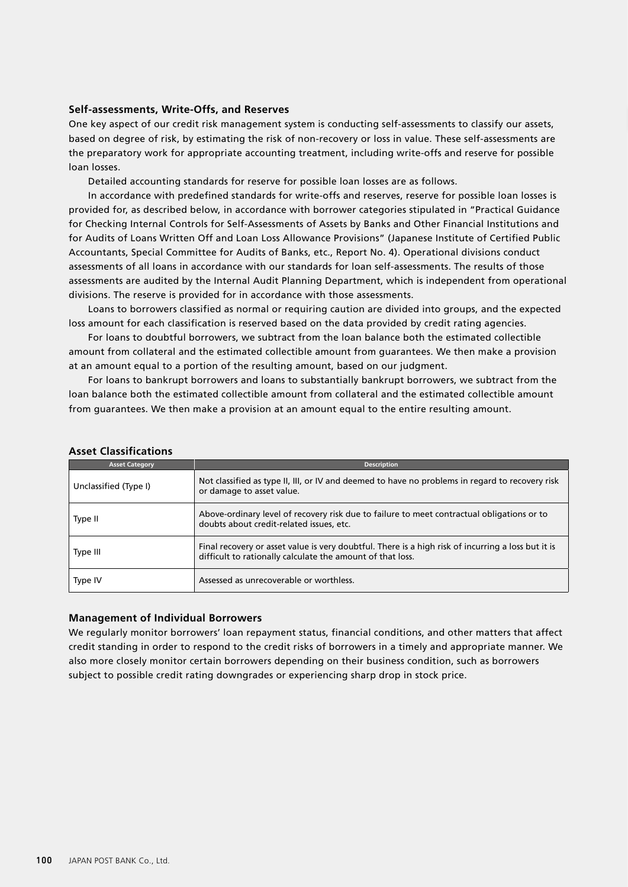### Self-assessments, Write-Offs, and Reserves

One key aspect of our credit risk management system is conducting self-assessments to classify our assets, based on degree of risk, by estimating the risk of non-recovery or loss in value. These self-assessments are the preparatory work for appropriate accounting treatment, including write-offs and reserve for possible loan losses.

Detailed accounting standards for reserve for possible loan losses are as follows.

In accordance with predefined standards for write-offs and reserves, reserve for possible loan losses is provided for, as described below, in accordance with borrower categories stipulated in "Practical Guidance for Checking Internal Controls for Self-Assessments of Assets by Banks and Other Financial Institutions and for Audits of Loans Written Off and Loan Loss Allowance Provisions" (Japanese Institute of Certified Public Accountants, Special Committee for Audits of Banks, etc., Report No. 4). Operational divisions conduct assessments of all loans in accordance with our standards for loan self-assessments. The results of those assessments are audited by the Internal Audit Planning Department, which is independent from operational divisions. The reserve is provided for in accordance with those assessments.

Loans to borrowers classified as normal or requiring caution are divided into groups, and the expected loss amount for each classification is reserved based on the data provided by credit rating agencies.

For loans to doubtful borrowers, we subtract from the loan balance both the estimated collectible amount from collateral and the estimated collectible amount from guarantees. We then make a provision at an amount equal to a portion of the resulting amount, based on our judgment.

For loans to bankrupt borrowers and loans to substantially bankrupt borrowers, we subtract from the loan balance both the estimated collectible amount from collateral and the estimated collectible amount from guarantees. We then make a provision at an amount equal to the entire resulting amount.

### Asset Classifications

| Asset Category | Description |
|---|---|
| Unclassified (Type I) | Not classified as type II, III, or IV and deemed to have no problems in regard to recovery risk or damage to asset value. |
| Type II | Above-ordinary level of recovery risk due to failure to meet contractual obligations or to doubts about credit-related issues, etc. |
| Type III | Final recovery or asset value is very doubtful. There is a high risk of incurring a loss but it is difficult to rationally calculate the amount of that loss. |
| Type IV | Assessed as unrecoverable or worthless. |

### Management of Individual Borrowers

We regularly monitor borrowers' loan repayment status, financial conditions, and other matters that affect credit standing in order to respond to the credit risks of borrowers in a timely and appropriate manner. We also more closely monitor certain borrowers depending on their business condition, such as borrowers subject to possible credit rating downgrades or experiencing sharp drop in stock price.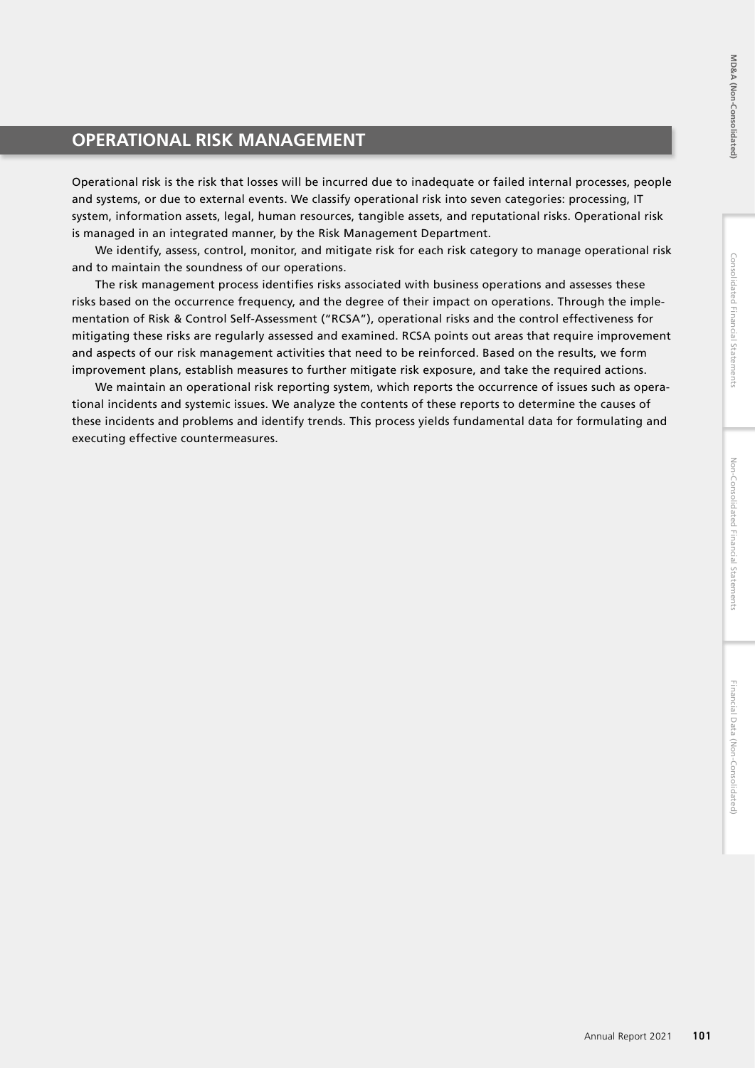## OPERATIONAL RISK MANAGEMENT

Operational risk is the risk that losses will be incurred due to inadequate or failed internal processes, people and systems, or due to external events. We classify operational risk into seven categories: processing, IT system, information assets, legal, human resources, tangible assets, and reputational risks. Operational risk is managed in an integrated manner, by the Risk Management Department.

We identify, assess, control, monitor, and mitigate risk for each risk category to manage operational risk and to maintain the soundness of our operations.

The risk management process identifies risks associated with business operations and assesses these risks based on the occurrence frequency, and the degree of their impact on operations. Through the implementation of Risk & Control Self-Assessment ("RCSA"), operational risks and the control effectiveness for mitigating these risks are regularly assessed and examined. RCSA points out areas that require improvement and aspects of our risk management activities that need to be reinforced. Based on the results, we form improvement plans, establish measures to further mitigate risk exposure, and take the required actions.

We maintain an operational risk reporting system, which reports the occurrence of issues such as operational incidents and systemic issues. We analyze the contents of these reports to determine the causes of these incidents and problems and identify trends. This process yields fundamental data for formulating and executing effective countermeasures.